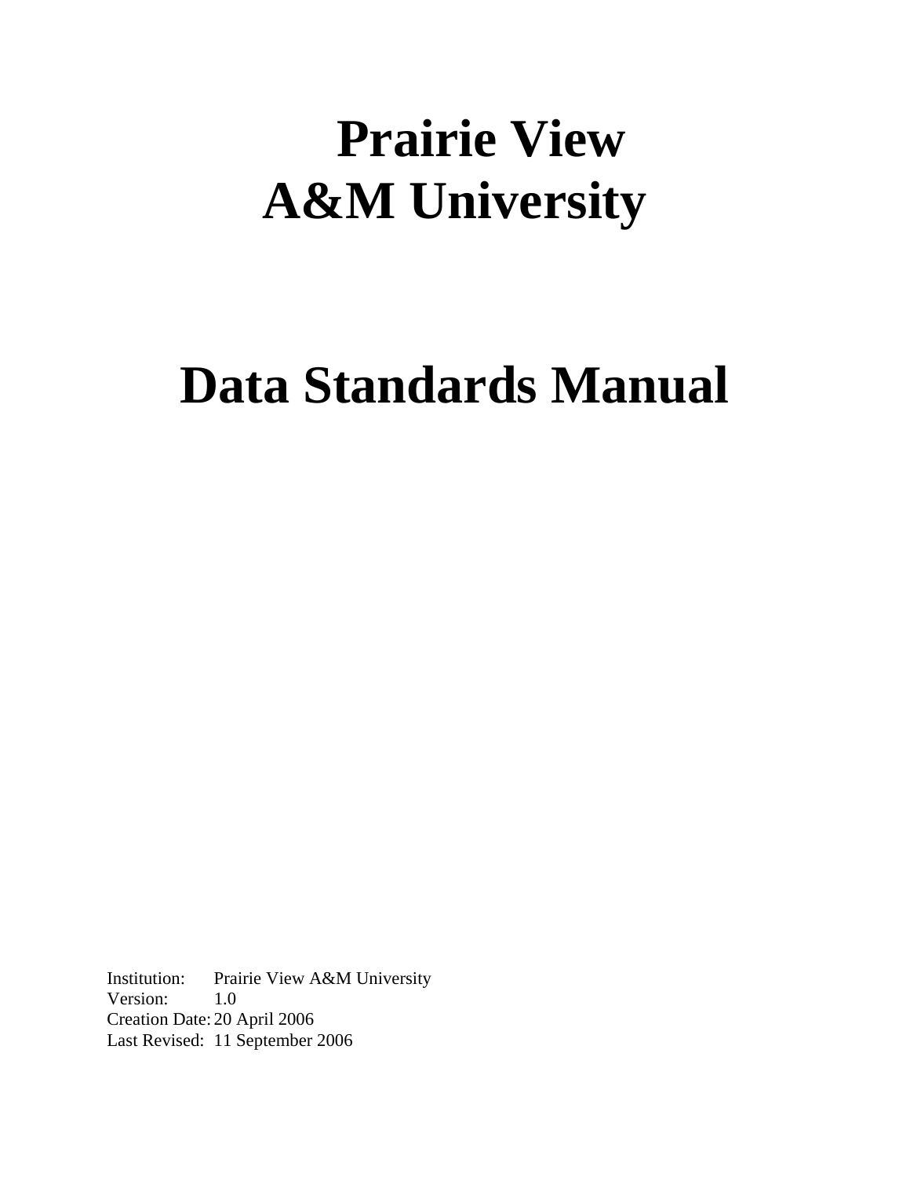# Prairie View A&M University

# Data Standards Manual

Institution: Prairie View A&M University
Version: 1.0
Creation Date: 20 April 2006
Last Revised: 11 September 2006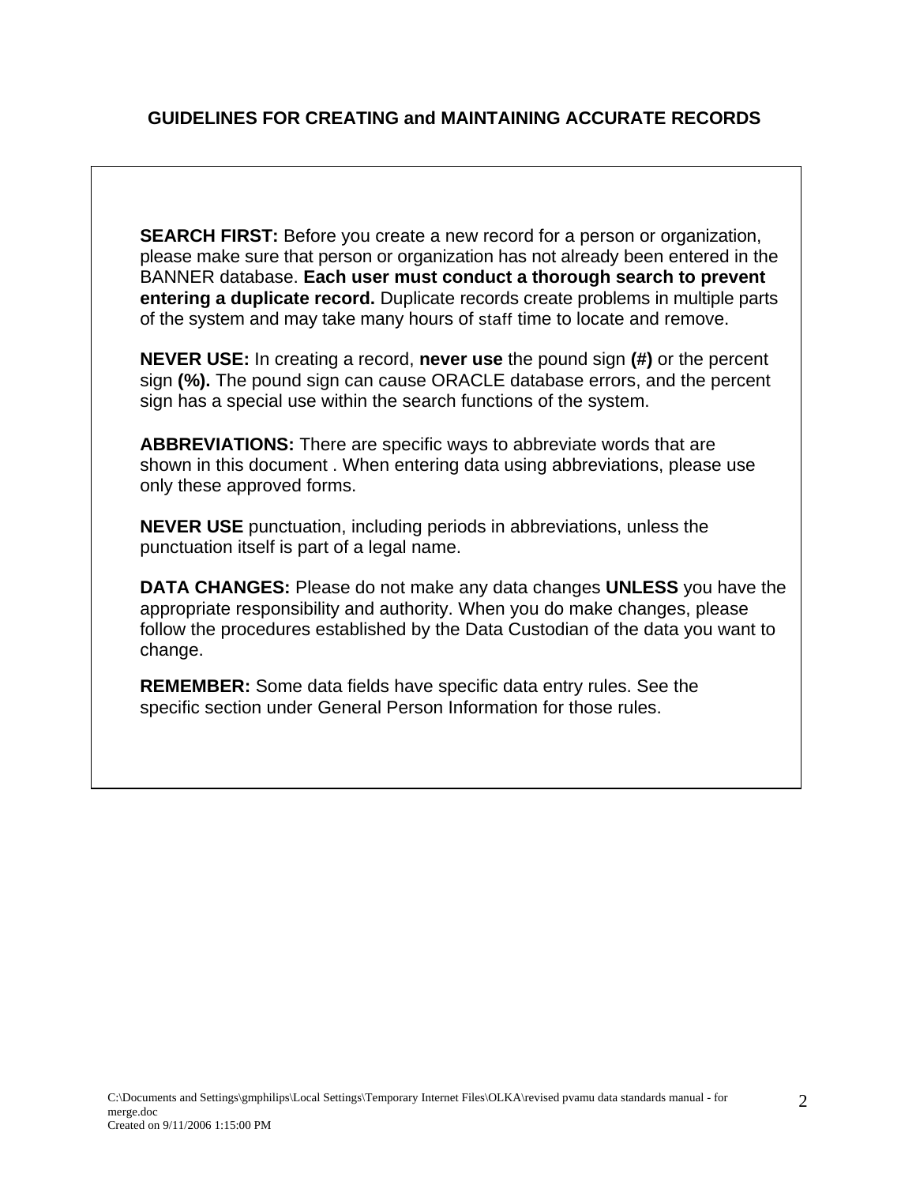## GUIDELINES FOR CREATING and MAINTAINING ACCURATE RECORDS

**SEARCH FIRST:** Before you create a new record for a person or organization, please make sure that person or organization has not already been entered in the BANNER database. **Each user must conduct a thorough search to prevent entering a duplicate record.** Duplicate records create problems in multiple parts of the system and may take many hours of staff time to locate and remove.

**NEVER USE:** In creating a record, **never use** the pound sign **(#)** or the percent sign **(%).** The pound sign can cause ORACLE database errors, and the percent sign has a special use within the search functions of the system.

**ABBREVIATIONS:** There are specific ways to abbreviate words that are shown in this document . When entering data using abbreviations, please use only these approved forms.

**NEVER USE** punctuation, including periods in abbreviations, unless the punctuation itself is part of a legal name.

**DATA CHANGES:** Please do not make any data changes **UNLESS** you have the appropriate responsibility and authority. When you do make changes, please follow the procedures established by the Data Custodian of the data you want to change.

**REMEMBER:** Some data fields have specific data entry rules. See the specific section under General Person Information for those rules.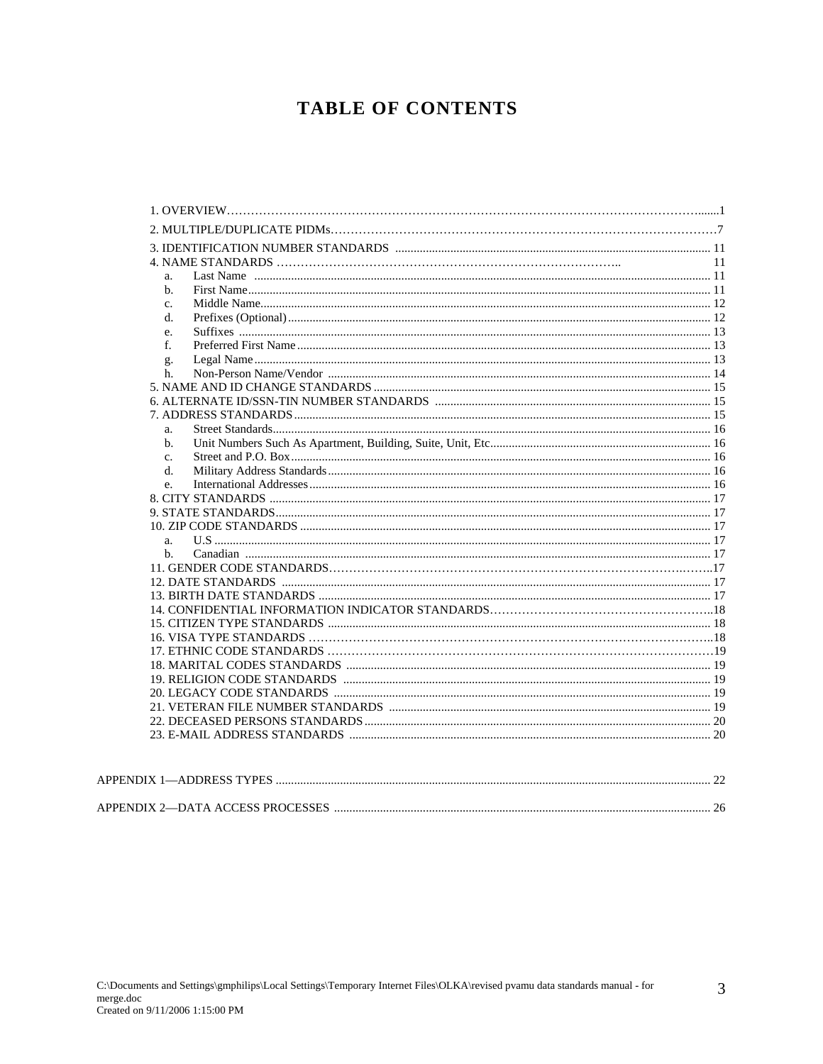# TABLE OF CONTENTS

1. OVERVIEW......1
2. MULTIPLE/DUPLICATE PIDMs......7
3. IDENTIFICATION NUMBER STANDARDS ...... 11
4. NAME STANDARDS ...... 11
   a. Last Name ...... 11
   b. First Name...... 11
   c. Middle Name...... 12
   d. Prefixes (Optional)...... 12
   e. Suffixes ...... 13
   f. Preferred First Name ...... 13
   g. Legal Name...... 13
   h. Non-Person Name/Vendor ...... 14
5. NAME AND ID CHANGE STANDARDS ...... 15
6. ALTERNATE ID/SSN-TIN NUMBER STANDARDS ...... 15
7. ADDRESS STANDARDS...... 15
   a. Street Standards...... 16
   b. Unit Numbers Such As Apartment, Building, Suite, Unit, Etc...... 16
   c. Street and P.O. Box...... 16
   d. Military Address Standards...... 16
   e. International Addresses...... 16
8. CITY STANDARDS ...... 17
9. STATE STANDARDS...... 17
10. ZIP CODE STANDARDS ...... 17
   a. U.S ...... 17
   b. Canadian ...... 17
11. GENDER CODE STANDARDS......17
12. DATE STANDARDS ...... 17
13. BIRTH DATE STANDARDS ...... 17
14. CONFIDENTIAL INFORMATION INDICATOR STANDARDS......18
15. CITIZEN TYPE STANDARDS ...... 18
16. VISA TYPE STANDARDS ......18
17. ETHNIC CODE STANDARDS ......19
18. MARITAL CODES STANDARDS ...... 19
19. RELIGION CODE STANDARDS ...... 19
20. LEGACY CODE STANDARDS ...... 19
21. VETERAN FILE NUMBER STANDARDS ...... 19
22. DECEASED PERSONS STANDARDS...... 20
23. E-MAIL ADDRESS STANDARDS ...... 20

APPENDIX 1—ADDRESS TYPES ...... 22

APPENDIX 2—DATA ACCESS PROCESSES ...... 26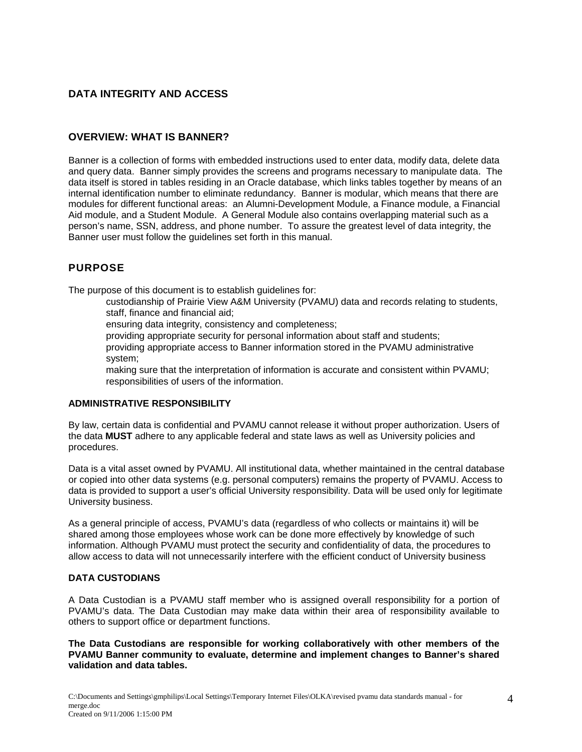## DATA INTEGRITY AND ACCESS

## OVERVIEW: WHAT IS BANNER?

Banner is a collection of forms with embedded instructions used to enter data, modify data, delete data and query data. Banner simply provides the screens and programs necessary to manipulate data. The data itself is stored in tables residing in an Oracle database, which links tables together by means of an internal identification number to eliminate redundancy. Banner is modular, which means that there are modules for different functional areas: an Alumni-Development Module, a Finance module, a Financial Aid module, and a Student Module. A General Module also contains overlapping material such as a person's name, SSN, address, and phone number. To assure the greatest level of data integrity, the Banner user must follow the guidelines set forth in this manual.

## PURPOSE

The purpose of this document is to establish guidelines for:

- custodianship of Prairie View A&M University (PVAMU) data and records relating to students, staff, finance and financial aid;
- ensuring data integrity, consistency and completeness;
- providing appropriate security for personal information about staff and students;
- providing appropriate access to Banner information stored in the PVAMU administrative system;
- making sure that the interpretation of information is accurate and consistent within PVAMU;
- responsibilities of users of the information.

### ADMINISTRATIVE RESPONSIBILITY

By law, certain data is confidential and PVAMU cannot release it without proper authorization. Users of the data **MUST** adhere to any applicable federal and state laws as well as University policies and procedures.

Data is a vital asset owned by PVAMU. All institutional data, whether maintained in the central database or copied into other data systems (e.g. personal computers) remains the property of PVAMU. Access to data is provided to support a user's official University responsibility. Data will be used only for legitimate University business.

As a general principle of access, PVAMU's data (regardless of who collects or maintains it) will be shared among those employees whose work can be done more effectively by knowledge of such information. Although PVAMU must protect the security and confidentiality of data, the procedures to allow access to data will not unnecessarily interfere with the efficient conduct of University business

### DATA CUSTODIANS

A Data Custodian is a PVAMU staff member who is assigned overall responsibility for a portion of PVAMU's data. The Data Custodian may make data within their area of responsibility available to others to support office or department functions.

**The Data Custodians are responsible for working collaboratively with other members of the PVAMU Banner community to evaluate, determine and implement changes to Banner's shared validation and data tables.**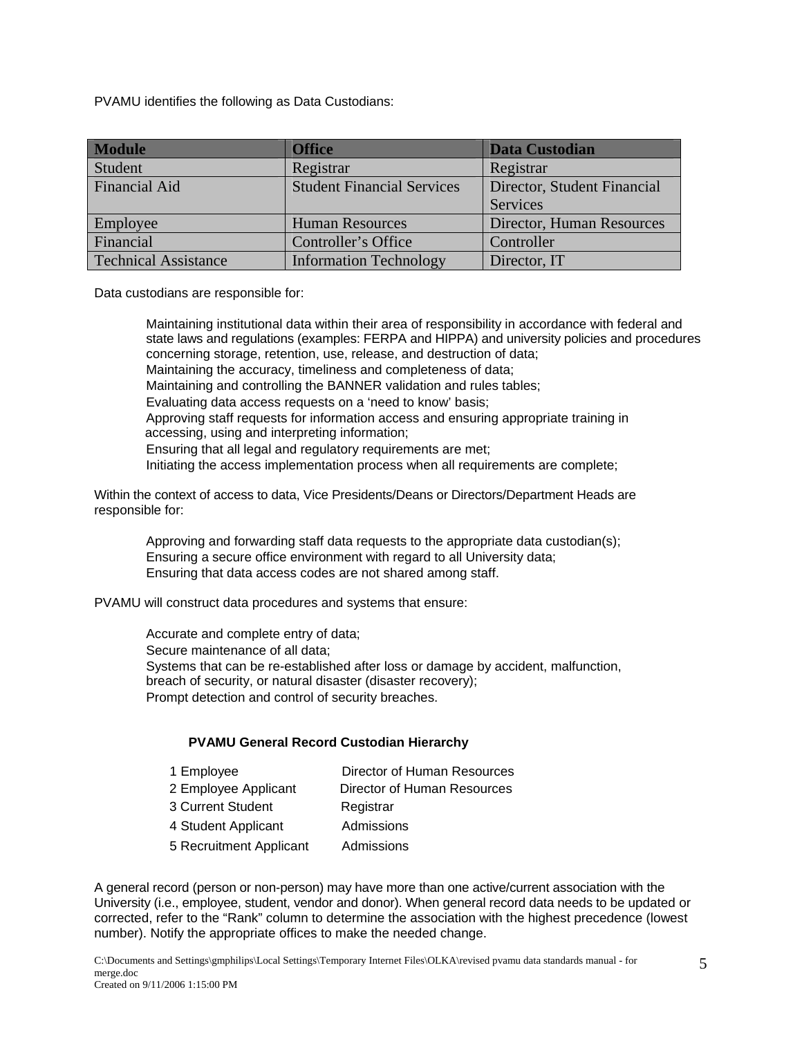PVAMU identifies the following as Data Custodians:

| Module | Office | Data Custodian |
|---|---|---|
| Student | Registrar | Registrar |
| Financial Aid | Student Financial Services | Director, Student Financial Services |
| Employee | Human Resources | Director, Human Resources |
| Financial | Controller's Office | Controller |
| Technical Assistance | Information Technology | Director, IT |

Data custodians are responsible for:

- Maintaining institutional data within their area of responsibility in accordance with federal and state laws and regulations (examples: FERPA and HIPPA) and university policies and procedures concerning storage, retention, use, release, and destruction of data;
- Maintaining the accuracy, timeliness and completeness of data;
- Maintaining and controlling the BANNER validation and rules tables;
- Evaluating data access requests on a 'need to know' basis;
- Approving staff requests for information access and ensuring appropriate training in accessing, using and interpreting information;
- Ensuring that all legal and regulatory requirements are met;
- Initiating the access implementation process when all requirements are complete;

Within the context of access to data, Vice Presidents/Deans or Directors/Department Heads are responsible for:

- Approving and forwarding staff data requests to the appropriate data custodian(s);
- Ensuring a secure office environment with regard to all University data;
- Ensuring that data access codes are not shared among staff.

PVAMU will construct data procedures and systems that ensure:

- Accurate and complete entry of data;
- Secure maintenance of all data;
- Systems that can be re-established after loss or damage by accident, malfunction, breach of security, or natural disaster (disaster recovery);
- Prompt detection and control of security breaches.

**PVAMU General Record Custodian Hierarchy**

| Rank | Association | Custodian |
|---|---|---|
| 1 | Employee | Director of Human Resources |
| 2 | Employee Applicant | Director of Human Resources |
| 3 | Current Student | Registrar |
| 4 | Student Applicant | Admissions |
| 5 | Recruitment Applicant | Admissions |

A general record (person or non-person) may have more than one active/current association with the University (i.e., employee, student, vendor and donor). When general record data needs to be updated or corrected, refer to the "Rank" column to determine the association with the highest precedence (lowest number). Notify the appropriate offices to make the needed change.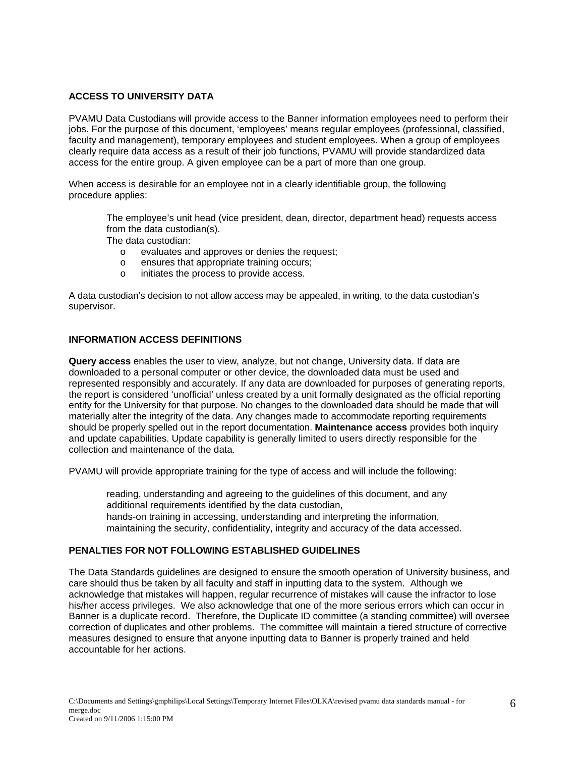## ACCESS TO UNIVERSITY DATA

PVAMU Data Custodians will provide access to the Banner information employees need to perform their jobs. For the purpose of this document, 'employees' means regular employees (professional, classified, faculty and management), temporary employees and student employees. When a group of employees clearly require data access as a result of their job functions, PVAMU will provide standardized data access for the entire group. A given employee can be a part of more than one group.

When access is desirable for an employee not in a clearly identifiable group, the following procedure applies:

> The employee's unit head (vice president, dean, director, department head) requests access from the data custodian(s).
>
> The data custodian:
> - evaluates and approves or denies the request;
> - ensures that appropriate training occurs;
> - initiates the process to provide access.

A data custodian's decision to not allow access may be appealed, in writing, to the data custodian's supervisor.

## INFORMATION ACCESS DEFINITIONS

**Query access** enables the user to view, analyze, but not change, University data. If data are downloaded to a personal computer or other device, the downloaded data must be used and represented responsibly and accurately. If any data are downloaded for purposes of generating reports, the report is considered 'unofficial' unless created by a unit formally designated as the official reporting entity for the University for that purpose. No changes to the downloaded data should be made that will materially alter the integrity of the data. Any changes made to accommodate reporting requirements should be properly spelled out in the report documentation. **Maintenance access** provides both inquiry and update capabilities. Update capability is generally limited to users directly responsible for the collection and maintenance of the data.

PVAMU will provide appropriate training for the type of access and will include the following:

> reading, understanding and agreeing to the guidelines of this document, and any additional requirements identified by the data custodian,
>
> hands-on training in accessing, understanding and interpreting the information,
>
> maintaining the security, confidentiality, integrity and accuracy of the data accessed.

## PENALTIES FOR NOT FOLLOWING ESTABLISHED GUIDELINES

The Data Standards guidelines are designed to ensure the smooth operation of University business, and care should thus be taken by all faculty and staff in inputting data to the system. Although we acknowledge that mistakes will happen, regular recurrence of mistakes will cause the infractor to lose his/her access privileges. We also acknowledge that one of the more serious errors which can occur in Banner is a duplicate record. Therefore, the Duplicate ID committee (a standing committee) will oversee correction of duplicates and other problems. The committee will maintain a tiered structure of corrective measures designed to ensure that anyone inputting data to Banner is properly trained and held accountable for her actions.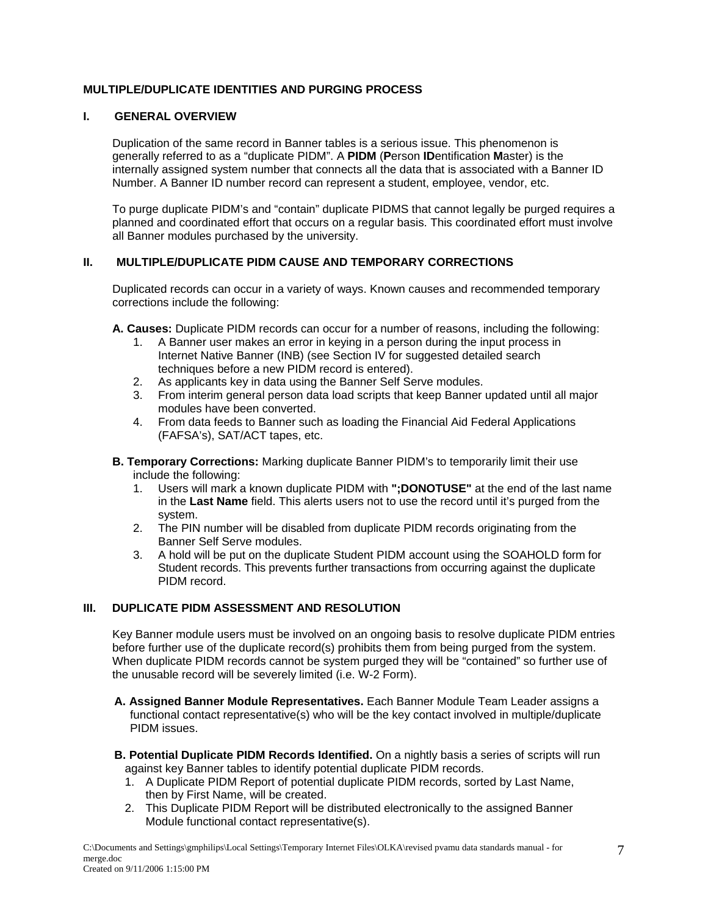## MULTIPLE/DUPLICATE IDENTITIES AND PURGING PROCESS

### I. GENERAL OVERVIEW

Duplication of the same record in Banner tables is a serious issue. This phenomenon is generally referred to as a "duplicate PIDM". A **PIDM** (**P**erson **ID**entification **M**aster) is the internally assigned system number that connects all the data that is associated with a Banner ID Number. A Banner ID number record can represent a student, employee, vendor, etc.

To purge duplicate PIDM's and "contain" duplicate PIDMS that cannot legally be purged requires a planned and coordinated effort that occurs on a regular basis. This coordinated effort must involve all Banner modules purchased by the university.

### II. MULTIPLE/DUPLICATE PIDM CAUSE AND TEMPORARY CORRECTIONS

Duplicated records can occur in a variety of ways. Known causes and recommended temporary corrections include the following:

**A. Causes:** Duplicate PIDM records can occur for a number of reasons, including the following:

1. A Banner user makes an error in keying in a person during the input process in Internet Native Banner (INB) (see Section IV for suggested detailed search techniques before a new PIDM record is entered).
2. As applicants key in data using the Banner Self Serve modules.
3. From interim general person data load scripts that keep Banner updated until all major modules have been converted.
4. From data feeds to Banner such as loading the Financial Aid Federal Applications (FAFSA's), SAT/ACT tapes, etc.

**B. Temporary Corrections:** Marking duplicate Banner PIDM's to temporarily limit their use include the following:

1. Users will mark a known duplicate PIDM with **";DONOTUSE"** at the end of the last name in the **Last Name** field. This alerts users not to use the record until it's purged from the system.
2. The PIN number will be disabled from duplicate PIDM records originating from the Banner Self Serve modules.
3. A hold will be put on the duplicate Student PIDM account using the SOAHOLD form for Student records. This prevents further transactions from occurring against the duplicate PIDM record.

### III. DUPLICATE PIDM ASSESSMENT AND RESOLUTION

Key Banner module users must be involved on an ongoing basis to resolve duplicate PIDM entries before further use of the duplicate record(s) prohibits them from being purged from the system. When duplicate PIDM records cannot be system purged they will be "contained" so further use of the unusable record will be severely limited (i.e. W-2 Form).

**A. Assigned Banner Module Representatives.** Each Banner Module Team Leader assigns a functional contact representative(s) who will be the key contact involved in multiple/duplicate PIDM issues.

**B. Potential Duplicate PIDM Records Identified.** On a nightly basis a series of scripts will run against key Banner tables to identify potential duplicate PIDM records.

1. A Duplicate PIDM Report of potential duplicate PIDM records, sorted by Last Name, then by First Name, will be created.
2. This Duplicate PIDM Report will be distributed electronically to the assigned Banner Module functional contact representative(s).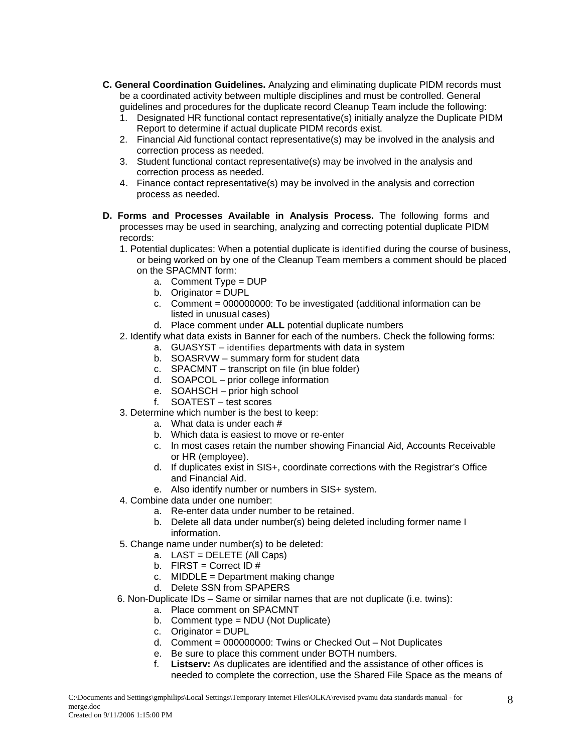**C. General Coordination Guidelines.** Analyzing and eliminating duplicate PIDM records must be a coordinated activity between multiple disciplines and must be controlled. General guidelines and procedures for the duplicate record Cleanup Team include the following:

1. Designated HR functional contact representative(s) initially analyze the Duplicate PIDM Report to determine if actual duplicate PIDM records exist.
2. Financial Aid functional contact representative(s) may be involved in the analysis and correction process as needed.
3. Student functional contact representative(s) may be involved in the analysis and correction process as needed.
4. Finance contact representative(s) may be involved in the analysis and correction process as needed.

**D. Forms and Processes Available in Analysis Process.** The following forms and processes may be used in searching, analyzing and correcting potential duplicate PIDM records:

1. Potential duplicates: When a potential duplicate is identified during the course of business, or being worked on by one of the Cleanup Team members a comment should be placed on the SPACMNT form:
   a. Comment Type = DUP
   b. Originator = DUPL
   c. Comment = 000000000: To be investigated (additional information can be listed in unusual cases)
   d. Place comment under **ALL** potential duplicate numbers
2. Identify what data exists in Banner for each of the numbers. Check the following forms:
   a. GUASYST – identifies departments with data in system
   b. SOASRVW – summary form for student data
   c. SPACMNT – transcript on file (in blue folder)
   d. SOAPCOL – prior college information
   e. SOAHSCH – prior high school
   f. SOATEST – test scores
3. Determine which number is the best to keep:
   a. What data is under each #
   b. Which data is easiest to move or re-enter
   c. In most cases retain the number showing Financial Aid, Accounts Receivable or HR (employee).
   d. If duplicates exist in SIS+, coordinate corrections with the Registrar's Office and Financial Aid.
   e. Also identify number or numbers in SIS+ system.
4. Combine data under one number:
   a. Re-enter data under number to be retained.
   b. Delete all data under number(s) being deleted including former name I information.
5. Change name under number(s) to be deleted:
   a. LAST = DELETE (All Caps)
   b. FIRST = Correct ID #
   c. MIDDLE = Department making change
   d. Delete SSN from SPAPERS
6. Non-Duplicate IDs – Same or similar names that are not duplicate (i.e. twins):
   a. Place comment on SPACMNT
   b. Comment type = NDU (Not Duplicate)
   c. Originator = DUPL
   d. Comment = 000000000: Twins or Checked Out – Not Duplicates
   e. Be sure to place this comment under BOTH numbers.
   f. **Listserv:** As duplicates are identified and the assistance of other offices is needed to complete the correction, use the Shared File Space as the means of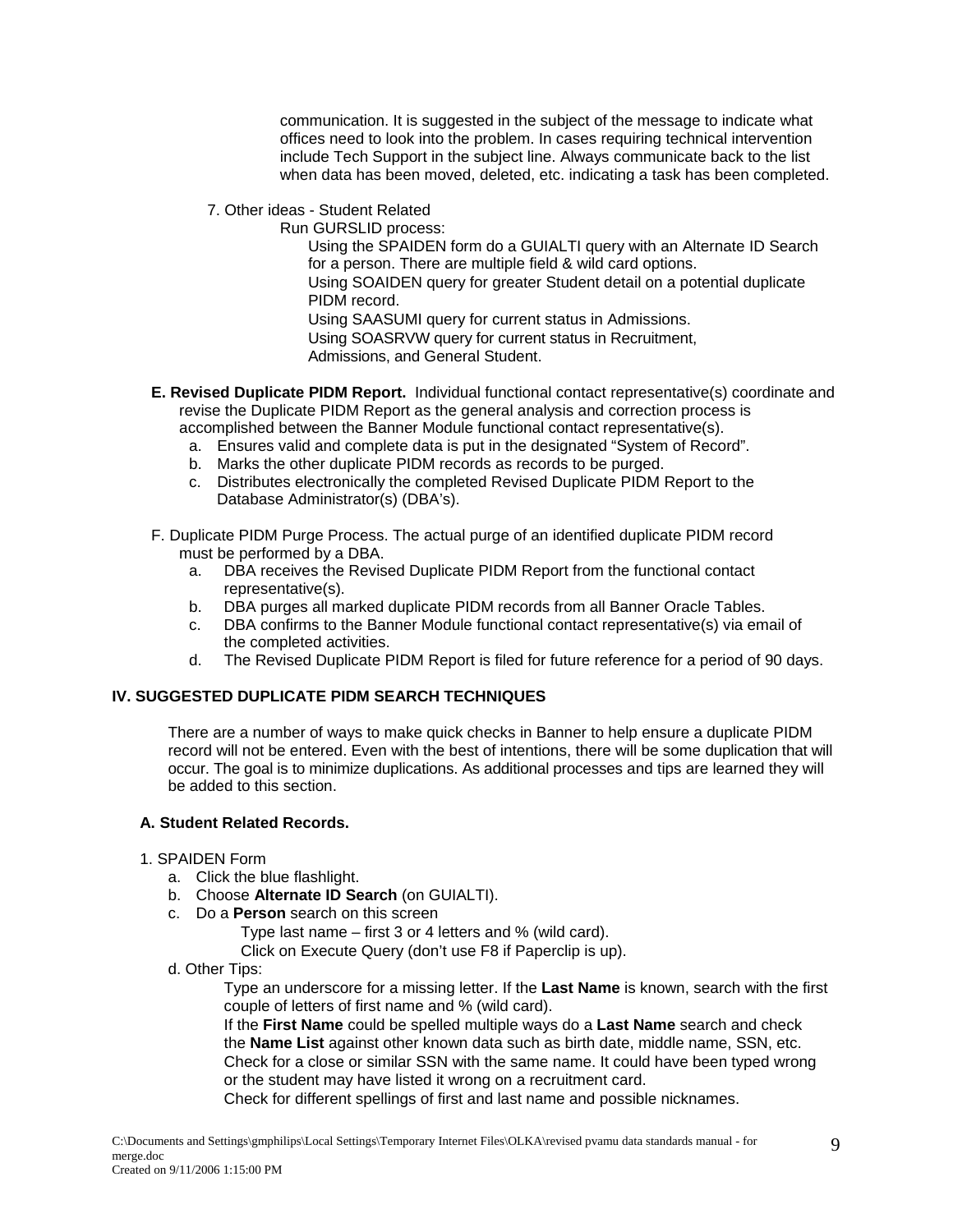communication. It is suggested in the subject of the message to indicate what offices need to look into the problem. In cases requiring technical intervention include Tech Support in the subject line. Always communicate back to the list when data has been moved, deleted, etc. indicating a task has been completed.

7. Other ideas - Student Related

   Run GURSLID process:

   Using the SPAIDEN form do a GUIALTI query with an Alternate ID Search for a person. There are multiple field & wild card options.
   Using SOAIDEN query for greater Student detail on a potential duplicate PIDM record.
   Using SAASUMI query for current status in Admissions.
   Using SOASRVW query for current status in Recruitment, Admissions, and General Student.

**E. Revised Duplicate PIDM Report.** Individual functional contact representative(s) coordinate and revise the Duplicate PIDM Report as the general analysis and correction process is accomplished between the Banner Module functional contact representative(s).

a. Ensures valid and complete data is put in the designated "System of Record".
b. Marks the other duplicate PIDM records as records to be purged.
c. Distributes electronically the completed Revised Duplicate PIDM Report to the Database Administrator(s) (DBA's).

F. Duplicate PIDM Purge Process. The actual purge of an identified duplicate PIDM record must be performed by a DBA.

a. DBA receives the Revised Duplicate PIDM Report from the functional contact representative(s).
b. DBA purges all marked duplicate PIDM records from all Banner Oracle Tables.
c. DBA confirms to the Banner Module functional contact representative(s) via email of the completed activities.
d. The Revised Duplicate PIDM Report is filed for future reference for a period of 90 days.

## IV. SUGGESTED DUPLICATE PIDM SEARCH TECHNIQUES

There are a number of ways to make quick checks in Banner to help ensure a duplicate PIDM record will not be entered. Even with the best of intentions, there will be some duplication that will occur. The goal is to minimize duplications. As additional processes and tips are learned they will be added to this section.

### A. Student Related Records.

1. SPAIDEN Form

   a. Click the blue flashlight.
   b. Choose **Alternate ID Search** (on GUIALTI).
   c. Do a **Person** search on this screen

      Type last name – first 3 or 4 letters and % (wild card).
      Click on Execute Query (don't use F8 if Paperclip is up).

   d. Other Tips:

      Type an underscore for a missing letter. If the **Last Name** is known, search with the first couple of letters of first name and % (wild card).
      If the **First Name** could be spelled multiple ways do a **Last Name** search and check the **Name List** against other known data such as birth date, middle name, SSN, etc.
      Check for a close or similar SSN with the same name. It could have been typed wrong or the student may have listed it wrong on a recruitment card.
      Check for different spellings of first and last name and possible nicknames.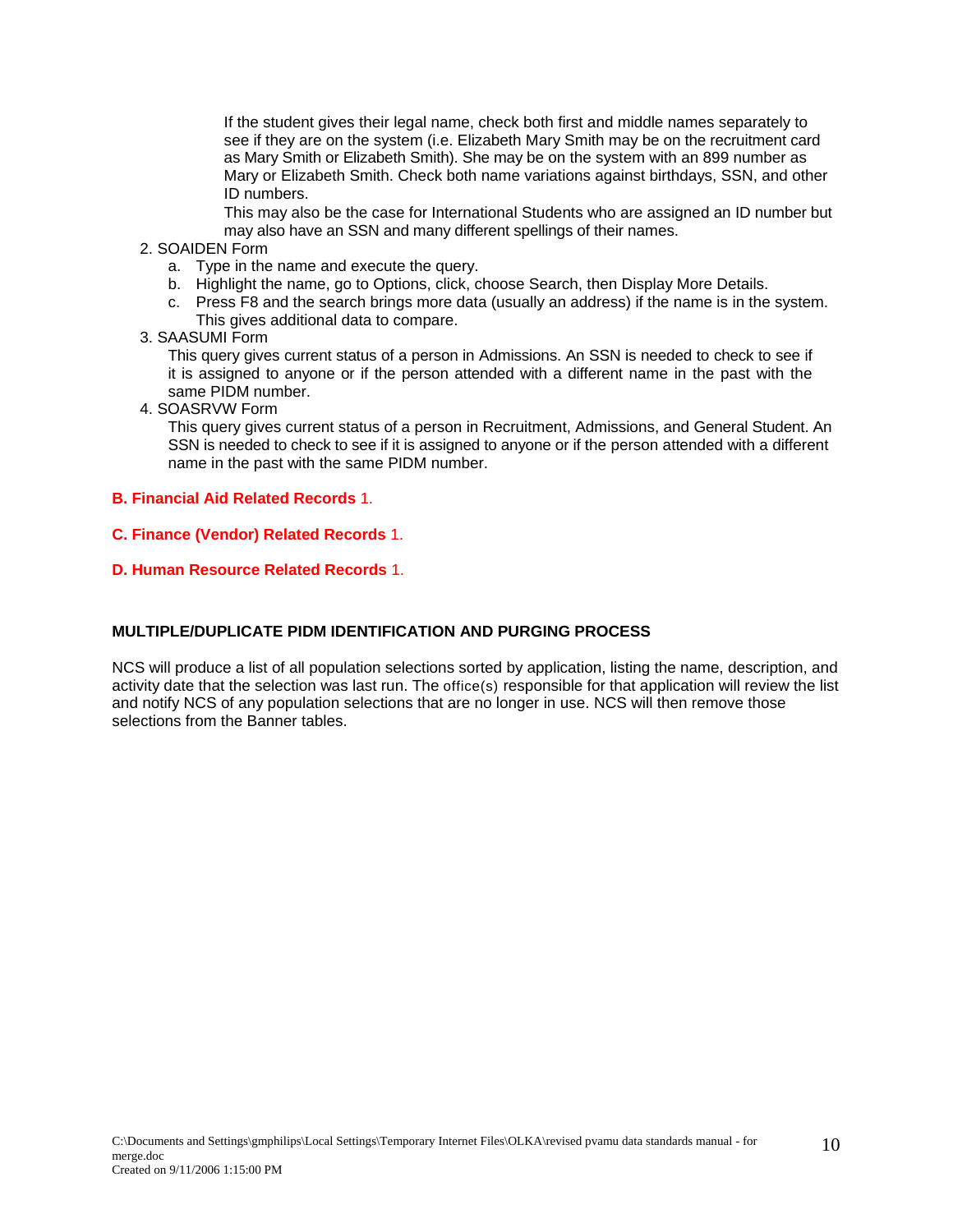If the student gives their legal name, check both first and middle names separately to see if they are on the system (i.e. Elizabeth Mary Smith may be on the recruitment card as Mary Smith or Elizabeth Smith). She may be on the system with an 899 number as Mary or Elizabeth Smith. Check both name variations against birthdays, SSN, and other ID numbers.
This may also be the case for International Students who are assigned an ID number but may also have an SSN and many different spellings of their names.

2. SOAIDEN Form
   a. Type in the name and execute the query.
   b. Highlight the name, go to Options, click, choose Search, then Display More Details.
   c. Press F8 and the search brings more data (usually an address) if the name is in the system. This gives additional data to compare.
3. SAASUMI Form
   This query gives current status of a person in Admissions. An SSN is needed to check to see if it is assigned to anyone or if the person attended with a different name in the past with the same PIDM number.
4. SOASRVW Form
   This query gives current status of a person in Recruitment, Admissions, and General Student. An SSN is needed to check to see if it is assigned to anyone or if the person attended with a different name in the past with the same PIDM number.

**B. Financial Aid Related Records** 1.

**C. Finance (Vendor) Related Records** 1.

**D. Human Resource Related Records** 1.

**MULTIPLE/DUPLICATE PIDM IDENTIFICATION AND PURGING PROCESS**

NCS will produce a list of all population selections sorted by application, listing the name, description, and activity date that the selection was last run. The office(s) responsible for that application will review the list and notify NCS of any population selections that are no longer in use. NCS will then remove those selections from the Banner tables.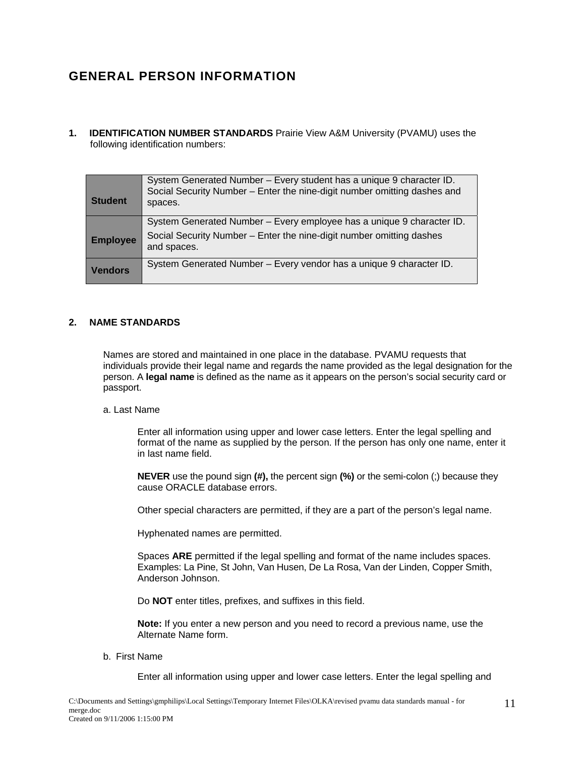# GENERAL PERSON INFORMATION

**1. IDENTIFICATION NUMBER STANDARDS** Prairie View A&M University (PVAMU) uses the following identification numbers:

| | |
|---|---|
| **Student** | System Generated Number – Every student has a unique 9 character ID. Social Security Number – Enter the nine-digit number omitting dashes and spaces. |
| **Employee** | System Generated Number – Every employee has a unique 9 character ID. Social Security Number – Enter the nine-digit number omitting dashes and spaces. |
| **Vendors** | System Generated Number – Every vendor has a unique 9 character ID. |

**2. NAME STANDARDS**

Names are stored and maintained in one place in the database. PVAMU requests that individuals provide their legal name and regards the name provided as the legal designation for the person. A **legal name** is defined as the name as it appears on the person's social security card or passport.

a. Last Name

Enter all information using upper and lower case letters. Enter the legal spelling and format of the name as supplied by the person. If the person has only one name, enter it in last name field.

**NEVER** use the pound sign **(#),** the percent sign **(%)** or the semi-colon (;) because they cause ORACLE database errors.

Other special characters are permitted, if they are a part of the person's legal name.

Hyphenated names are permitted.

Spaces **ARE** permitted if the legal spelling and format of the name includes spaces. Examples: La Pine, St John, Van Husen, De La Rosa, Van der Linden, Copper Smith, Anderson Johnson.

Do **NOT** enter titles, prefixes, and suffixes in this field.

**Note:** If you enter a new person and you need to record a previous name, use the Alternate Name form.

b. First Name

Enter all information using upper and lower case letters. Enter the legal spelling and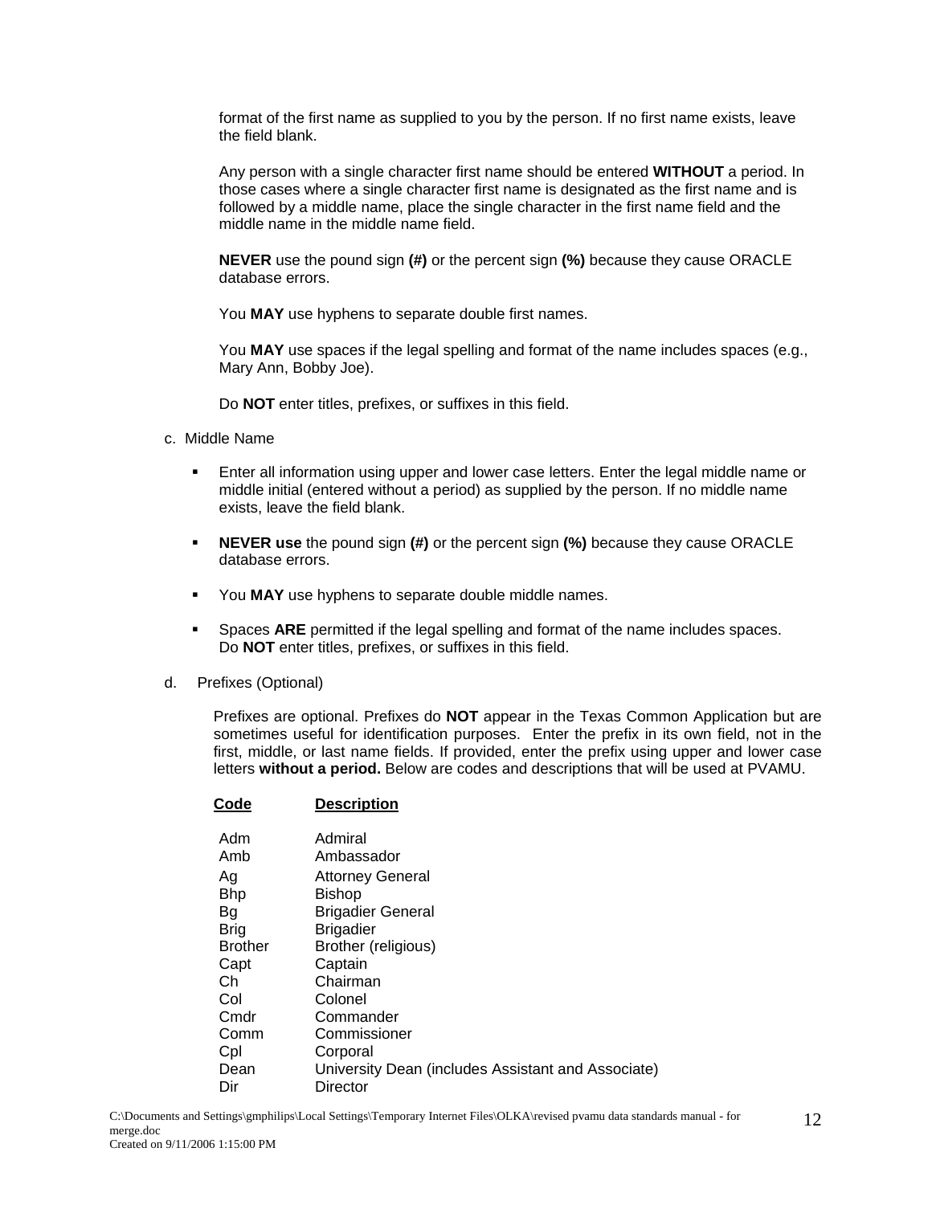format of the first name as supplied to you by the person. If no first name exists, leave the field blank.

Any person with a single character first name should be entered **WITHOUT** a period. In those cases where a single character first name is designated as the first name and is followed by a middle name, place the single character in the first name field and the middle name in the middle name field.

**NEVER** use the pound sign **(#)** or the percent sign **(%)** because they cause ORACLE database errors.

You **MAY** use hyphens to separate double first names.

You **MAY** use spaces if the legal spelling and format of the name includes spaces (e.g., Mary Ann, Bobby Joe).

Do **NOT** enter titles, prefixes, or suffixes in this field.

c. Middle Name

- Enter all information using upper and lower case letters. Enter the legal middle name or middle initial (entered without a period) as supplied by the person. If no middle name exists, leave the field blank.
- **NEVER use** the pound sign **(#)** or the percent sign **(%)** because they cause ORACLE database errors.
- You **MAY** use hyphens to separate double middle names.
- Spaces **ARE** permitted if the legal spelling and format of the name includes spaces. Do **NOT** enter titles, prefixes, or suffixes in this field.

d. Prefixes (Optional)

Prefixes are optional. Prefixes do **NOT** appear in the Texas Common Application but are sometimes useful for identification purposes. Enter the prefix in its own field, not in the first, middle, or last name fields. If provided, enter the prefix using upper and lower case letters **without a period.** Below are codes and descriptions that will be used at PVAMU.

| Code | Description |
|---|---|
| Adm | Admiral |
| Amb | Ambassador |
| Ag | Attorney General |
| Bhp | Bishop |
| Bg | Brigadier General |
| Brig | Brigadier |
| Brother | Brother (religious) |
| Capt | Captain |
| Ch | Chairman |
| Col | Colonel |
| Cmdr | Commander |
| Comm | Commissioner |
| Cpl | Corporal |
| Dean | University Dean (includes Assistant and Associate) |
| Dir | Director |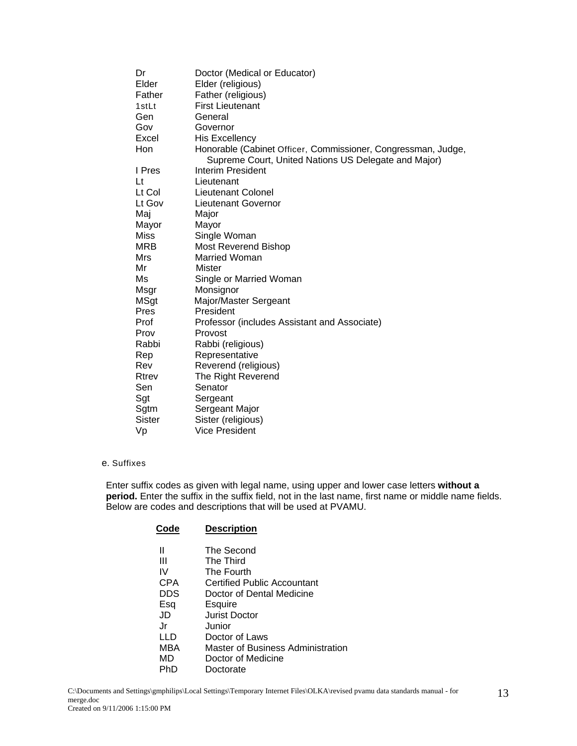| | |
|---|---|
| Dr | Doctor (Medical or Educator) |
| Elder | Elder (religious) |
| Father | Father (religious) |
| 1stLt | First Lieutenant |
| Gen | General |
| Gov | Governor |
| Excel | His Excellency |
| Hon | Honorable (Cabinet Officer, Commissioner, Congressman, Judge, Supreme Court, United Nations US Delegate and Major) |
| I Pres | Interim President |
| Lt | Lieutenant |
| Lt Col | Lieutenant Colonel |
| Lt Gov | Lieutenant Governor |
| Maj | Major |
| Mayor | Mayor |
| Miss | Single Woman |
| MRB | Most Reverend Bishop |
| Mrs | Married Woman |
| Mr | Mister |
| Ms | Single or Married Woman |
| Msgr | Monsignor |
| MSgt | Major/Master Sergeant |
| Pres | President |
| Prof | Professor (includes Assistant and Associate) |
| Prov | Provost |
| Rabbi | Rabbi (religious) |
| Rep | Representative |
| Rev | Reverend (religious) |
| Rtrev | The Right Reverend |
| Sen | Senator |
| Sgt | Sergeant |
| Sgtm | Sergeant Major |
| Sister | Sister (religious) |
| Vp | Vice President |

e. Suffixes

Enter suffix codes as given with legal name, using upper and lower case letters **without a period.** Enter the suffix in the suffix field, not in the last name, first name or middle name fields. Below are codes and descriptions that will be used at PVAMU.

| Code | Description |
|---|---|
| II | The Second |
| III | The Third |
| IV | The Fourth |
| CPA | Certified Public Accountant |
| DDS | Doctor of Dental Medicine |
| Esq | Esquire |
| JD | Jurist Doctor |
| Jr | Junior |
| LLD | Doctor of Laws |
| MBA | Master of Business Administration |
| MD | Doctor of Medicine |
| PhD | Doctorate |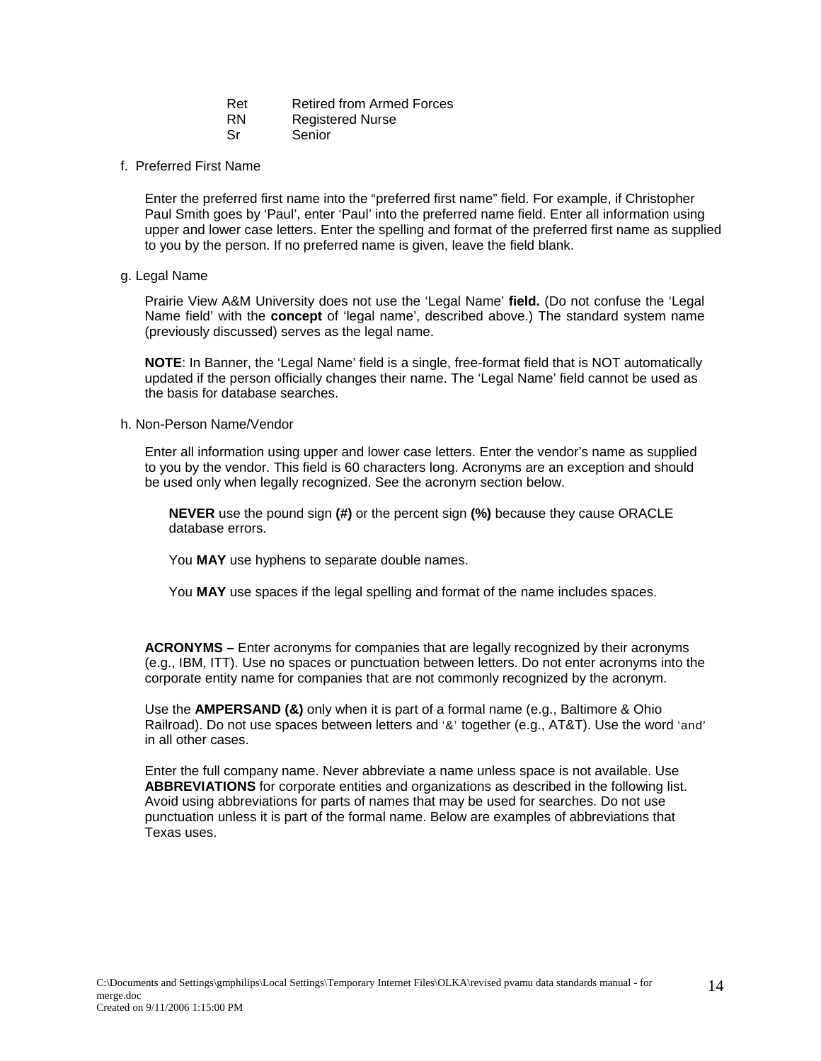| | |
|---|---|
| Ret | Retired from Armed Forces |
| RN | Registered Nurse |
| Sr | Senior |

f. Preferred First Name

Enter the preferred first name into the "preferred first name" field. For example, if Christopher Paul Smith goes by 'Paul', enter 'Paul' into the preferred name field. Enter all information using upper and lower case letters. Enter the spelling and format of the preferred first name as supplied to you by the person. If no preferred name is given, leave the field blank.

g. Legal Name

Prairie View A&M University does not use the 'Legal Name' **field.** (Do not confuse the 'Legal Name field' with the **concept** of 'legal name', described above.) The standard system name (previously discussed) serves as the legal name.

**NOTE**: In Banner, the 'Legal Name' field is a single, free-format field that is NOT automatically updated if the person officially changes their name. The 'Legal Name' field cannot be used as the basis for database searches.

h. Non-Person Name/Vendor

Enter all information using upper and lower case letters. Enter the vendor's name as supplied to you by the vendor. This field is 60 characters long. Acronyms are an exception and should be used only when legally recognized. See the acronym section below.

**NEVER** use the pound sign **(#)** or the percent sign **(%)** because they cause ORACLE database errors.

You **MAY** use hyphens to separate double names.

You **MAY** use spaces if the legal spelling and format of the name includes spaces.

**ACRONYMS –** Enter acronyms for companies that are legally recognized by their acronyms (e.g., IBM, ITT). Use no spaces or punctuation between letters. Do not enter acronyms into the corporate entity name for companies that are not commonly recognized by the acronym.

Use the **AMPERSAND (&)** only when it is part of a formal name (e.g., Baltimore & Ohio Railroad). Do not use spaces between letters and '&' together (e.g., AT&T). Use the word 'and' in all other cases.

Enter the full company name. Never abbreviate a name unless space is not available. Use **ABBREVIATIONS** for corporate entities and organizations as described in the following list. Avoid using abbreviations for parts of names that may be used for searches. Do not use punctuation unless it is part of the formal name. Below are examples of abbreviations that Texas uses.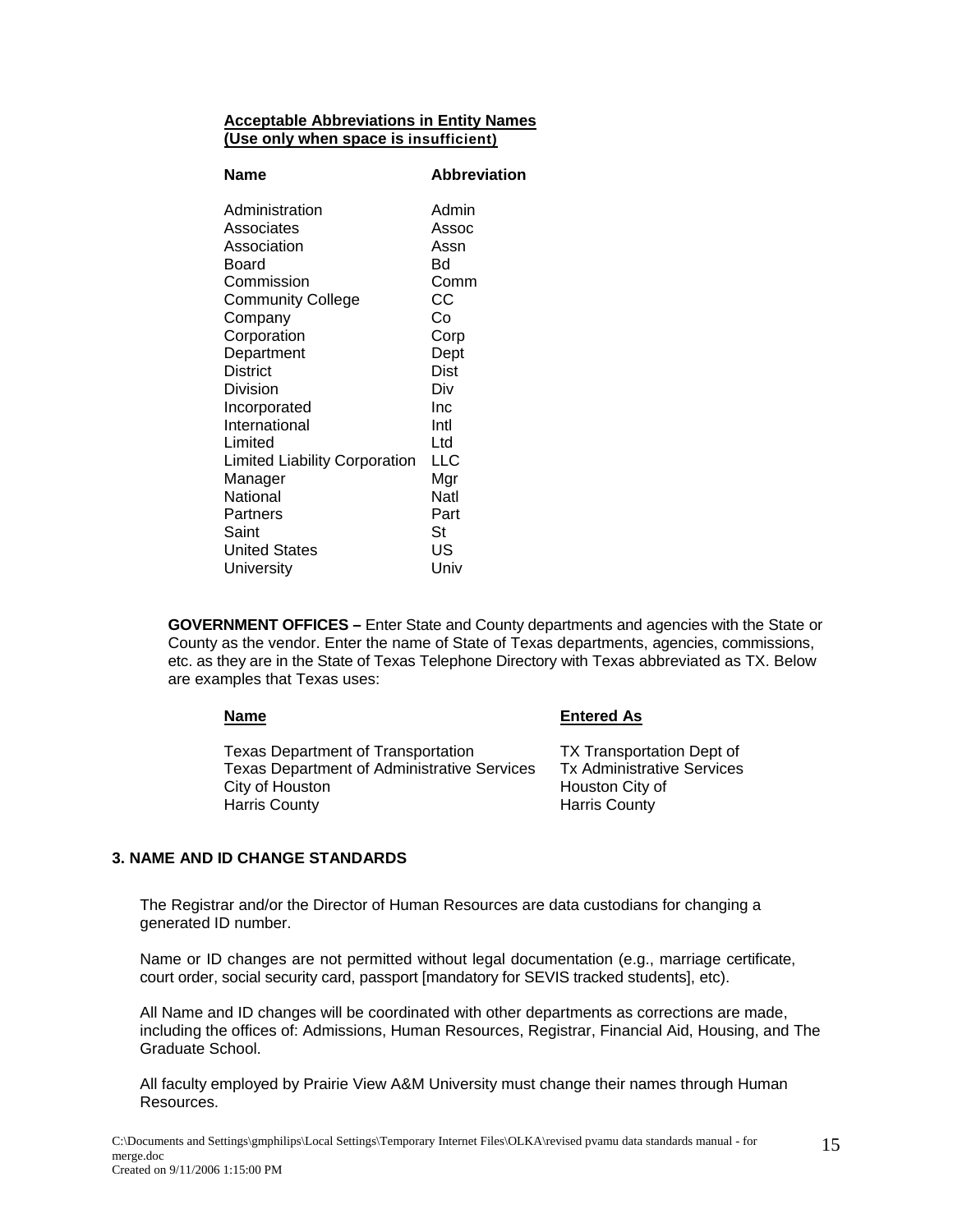**Acceptable Abbreviations in Entity Names**
**(Use only when space is insufficient)**

| Name | Abbreviation |
|---|---|
| Administration | Admin |
| Associates | Assoc |
| Association | Assn |
| Board | Bd |
| Commission | Comm |
| Community College | CC |
| Company | Co |
| Corporation | Corp |
| Department | Dept |
| District | Dist |
| Division | Div |
| Incorporated | Inc |
| International | Intl |
| Limited | Ltd |
| Limited Liability Corporation | LLC |
| Manager | Mgr |
| National | Natl |
| Partners | Part |
| Saint | St |
| United States | US |
| University | Univ |

**GOVERNMENT OFFICES –** Enter State and County departments and agencies with the State or County as the vendor. Enter the name of State of Texas departments, agencies, commissions, etc. as they are in the State of Texas Telephone Directory with Texas abbreviated as TX. Below are examples that Texas uses:

| Name | Entered As |
|---|---|
| Texas Department of Transportation | TX Transportation Dept of |
| Texas Department of Administrative Services | Tx Administrative Services |
| City of Houston | Houston City of |
| Harris County | Harris County |

## 3. NAME AND ID CHANGE STANDARDS

The Registrar and/or the Director of Human Resources are data custodians for changing a generated ID number.

Name or ID changes are not permitted without legal documentation (e.g., marriage certificate, court order, social security card, passport [mandatory for SEVIS tracked students], etc).

All Name and ID changes will be coordinated with other departments as corrections are made, including the offices of: Admissions, Human Resources, Registrar, Financial Aid, Housing, and The Graduate School.

All faculty employed by Prairie View A&M University must change their names through Human Resources.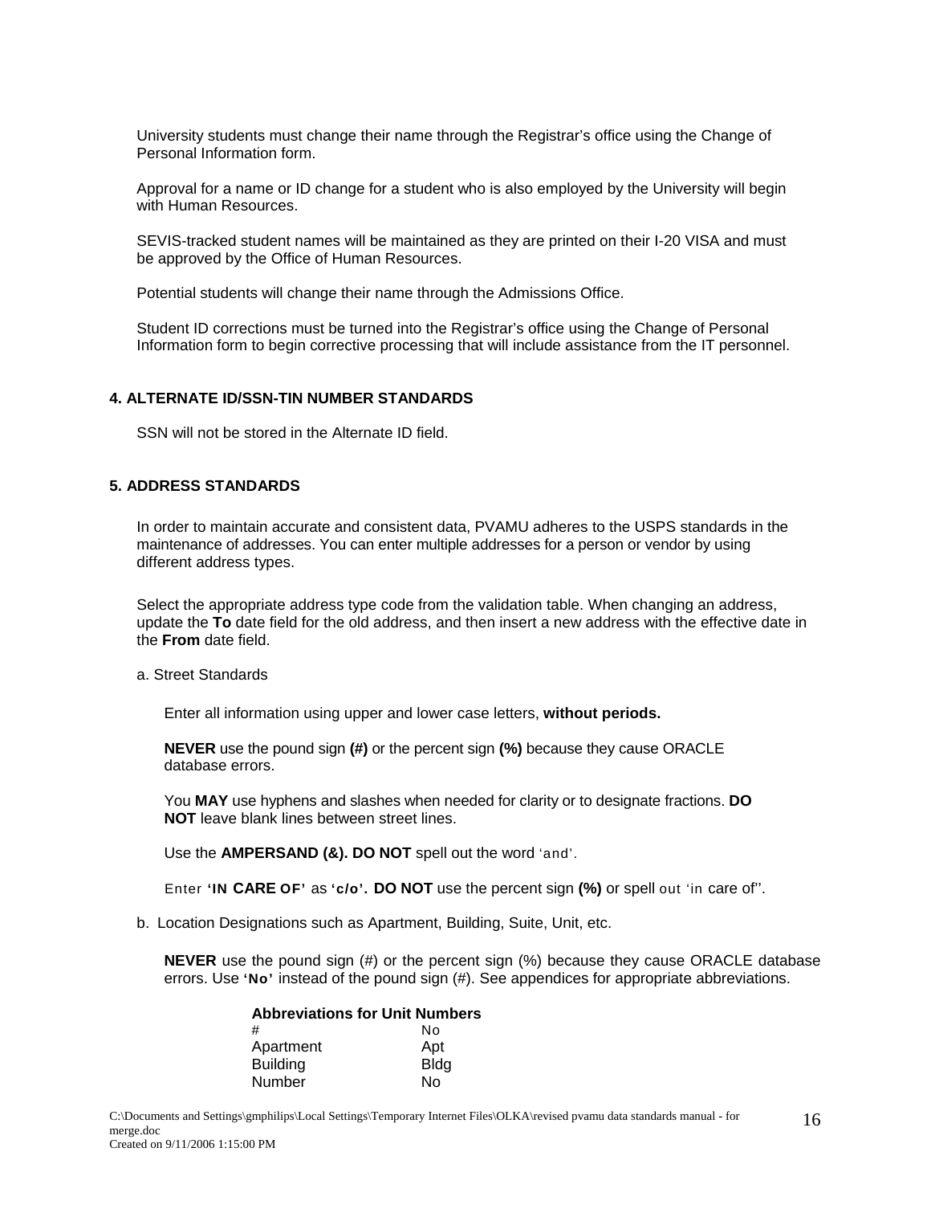University students must change their name through the Registrar's office using the Change of Personal Information form.

Approval for a name or ID change for a student who is also employed by the University will begin with Human Resources.

SEVIS-tracked student names will be maintained as they are printed on their I-20 VISA and must be approved by the Office of Human Resources.

Potential students will change their name through the Admissions Office.

Student ID corrections must be turned into the Registrar's office using the Change of Personal Information form to begin corrective processing that will include assistance from the IT personnel.

### 4. ALTERNATE ID/SSN-TIN NUMBER STANDARDS

SSN will not be stored in the Alternate ID field.

### 5. ADDRESS STANDARDS

In order to maintain accurate and consistent data, PVAMU adheres to the USPS standards in the maintenance of addresses. You can enter multiple addresses for a person or vendor by using different address types.

Select the appropriate address type code from the validation table. When changing an address, update the **To** date field for the old address, and then insert a new address with the effective date in the **From** date field.

a. Street Standards

Enter all information using upper and lower case letters, **without periods.**

**NEVER** use the pound sign **(#)** or the percent sign **(%)** because they cause ORACLE database errors.

You **MAY** use hyphens and slashes when needed for clarity or to designate fractions. **DO NOT** leave blank lines between street lines.

Use the **AMPERSAND (&). DO NOT** spell out the word 'and'.

Enter **'IN CARE OF'** as **'c/o'. DO NOT** use the percent sign **(%)** or spell out 'in care of''.

b. Location Designations such as Apartment, Building, Suite, Unit, etc.

**NEVER** use the pound sign (#) or the percent sign (%) because they cause ORACLE database errors. Use **'No'** instead of the pound sign (#). See appendices for appropriate abbreviations.

**Abbreviations for Unit Numbers**

| | |
|---|---|
| # | No |
| Apartment | Apt |
| Building | Bldg |
| Number | No |

C:\Documents and Settings\gmphilips\Local Settings\Temporary Internet Files\OLKA\revised pvamu data standards manual - for merge.doc
Created on 9/11/2006 1:15:00 PM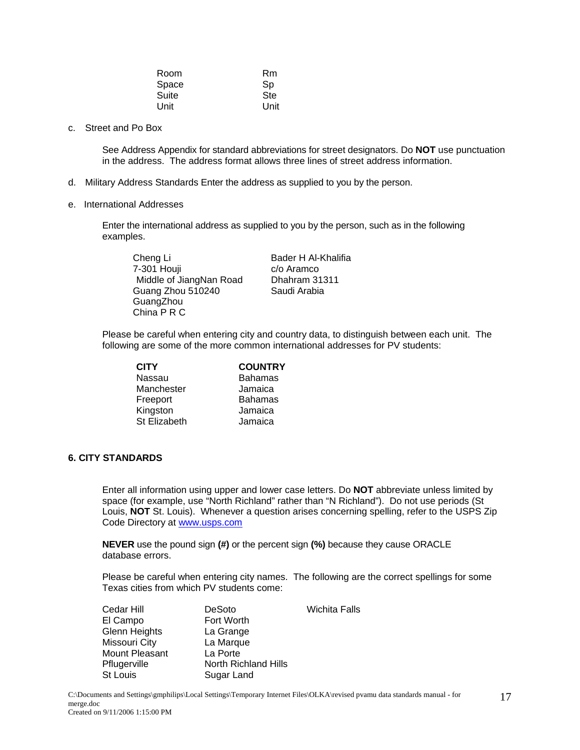| Room | Rm |
|---|---|
| Space | Sp |
| Suite | Ste |
| Unit | Unit |

c. Street and Po Box

See Address Appendix for standard abbreviations for street designators. Do **NOT** use punctuation in the address. The address format allows three lines of street address information.

d. Military Address Standards Enter the address as supplied to you by the person.

e. International Addresses

Enter the international address as supplied to you by the person, such as in the following examples.

Cheng Li
7-301 Houji
Middle of JiangNan Road
Guang Zhou 510240
GuangZhou
China P R C

Bader H Al-Khalifia
c/o Aramco
Dhahram 31311
Saudi Arabia

Please be careful when entering city and country data, to distinguish between each unit. The following are some of the more common international addresses for PV students:

| **CITY** | **COUNTRY** |
|---|---|
| Nassau | Bahamas |
| Manchester | Jamaica |
| Freeport | Bahamas |
| Kingston | Jamaica |
| St Elizabeth | Jamaica |

### 6. CITY STANDARDS

Enter all information using upper and lower case letters. Do **NOT** abbreviate unless limited by space (for example, use "North Richland" rather than "N Richland"). Do not use periods (St Louis, **NOT** St. Louis). Whenever a question arises concerning spelling, refer to the USPS Zip Code Directory at www.usps.com

**NEVER** use the pound sign **(#)** or the percent sign **(%)** because they cause ORACLE database errors.

Please be careful when entering city names. The following are the correct spellings for some Texas cities from which PV students come:

| | | |
|---|---|---|
| Cedar Hill | DeSoto | Wichita Falls |
| El Campo | Fort Worth | |
| Glenn Heights | La Grange | |
| Missouri City | La Marque | |
| Mount Pleasant | La Porte | |
| Pflugerville | North Richland Hills | |
| St Louis | Sugar Land | |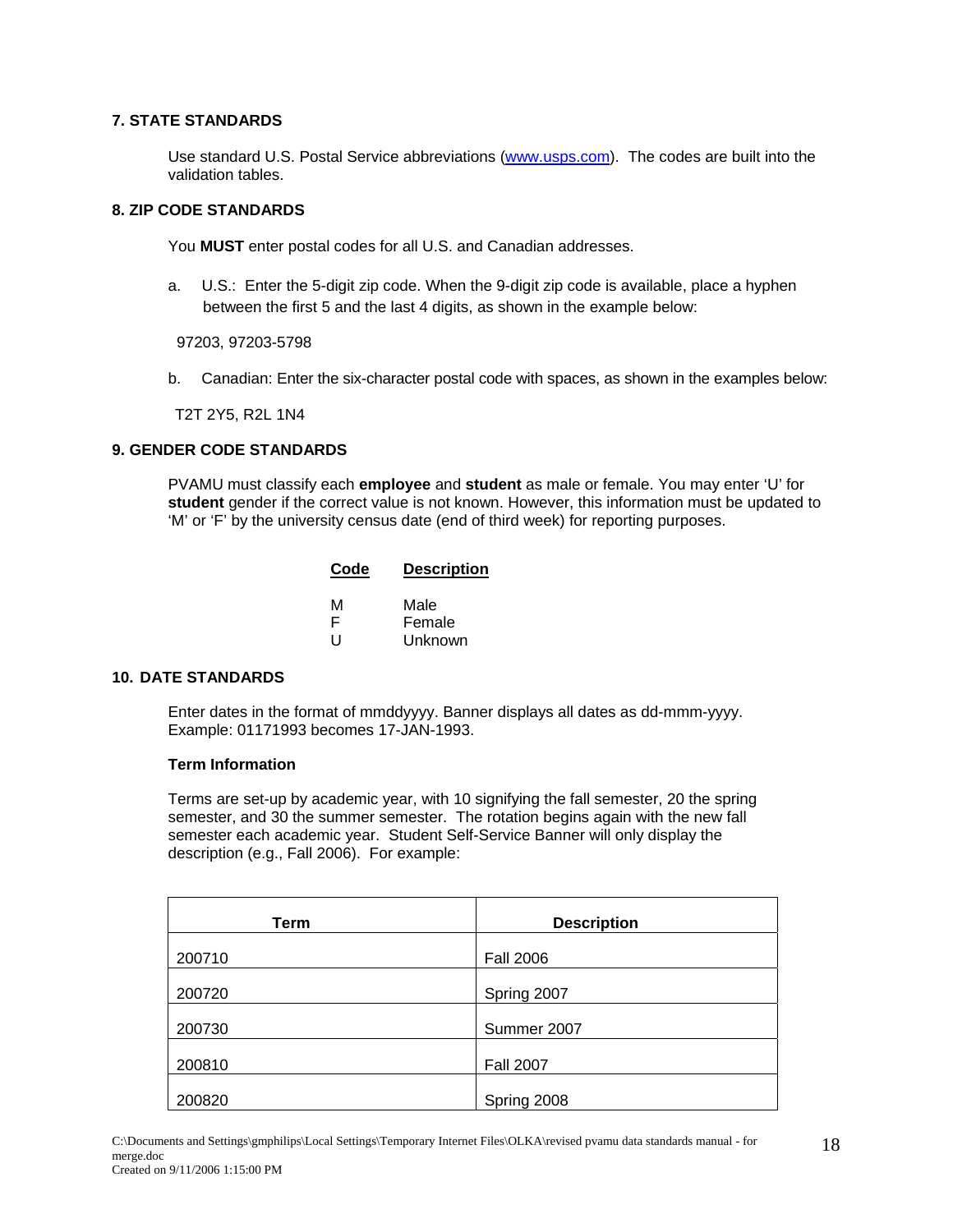## 7. STATE STANDARDS

Use standard U.S. Postal Service abbreviations (www.usps.com). The codes are built into the validation tables.

## 8. ZIP CODE STANDARDS

You **MUST** enter postal codes for all U.S. and Canadian addresses.

a. U.S.: Enter the 5-digit zip code. When the 9-digit zip code is available, place a hyphen between the first 5 and the last 4 digits, as shown in the example below:

97203, 97203-5798

b. Canadian: Enter the six-character postal code with spaces, as shown in the examples below:

T2T 2Y5, R2L 1N4

## 9. GENDER CODE STANDARDS

PVAMU must classify each **employee** and **student** as male or female. You may enter 'U' for **student** gender if the correct value is not known. However, this information must be updated to 'M' or 'F' by the university census date (end of third week) for reporting purposes.

| Code | Description |
|---|---|
| M | Male |
| F | Female |
| U | Unknown |

## 10. DATE STANDARDS

Enter dates in the format of mmddyyyy. Banner displays all dates as dd-mmm-yyyy. Example: 01171993 becomes 17-JAN-1993.

### Term Information

Terms are set-up by academic year, with 10 signifying the fall semester, 20 the spring semester, and 30 the summer semester. The rotation begins again with the new fall semester each academic year. Student Self-Service Banner will only display the description (e.g., Fall 2006). For example:

| Term | Description |
|---|---|
| 200710 | Fall 2006 |
| 200720 | Spring 2007 |
| 200730 | Summer 2007 |
| 200810 | Fall 2007 |
| 200820 | Spring 2008 |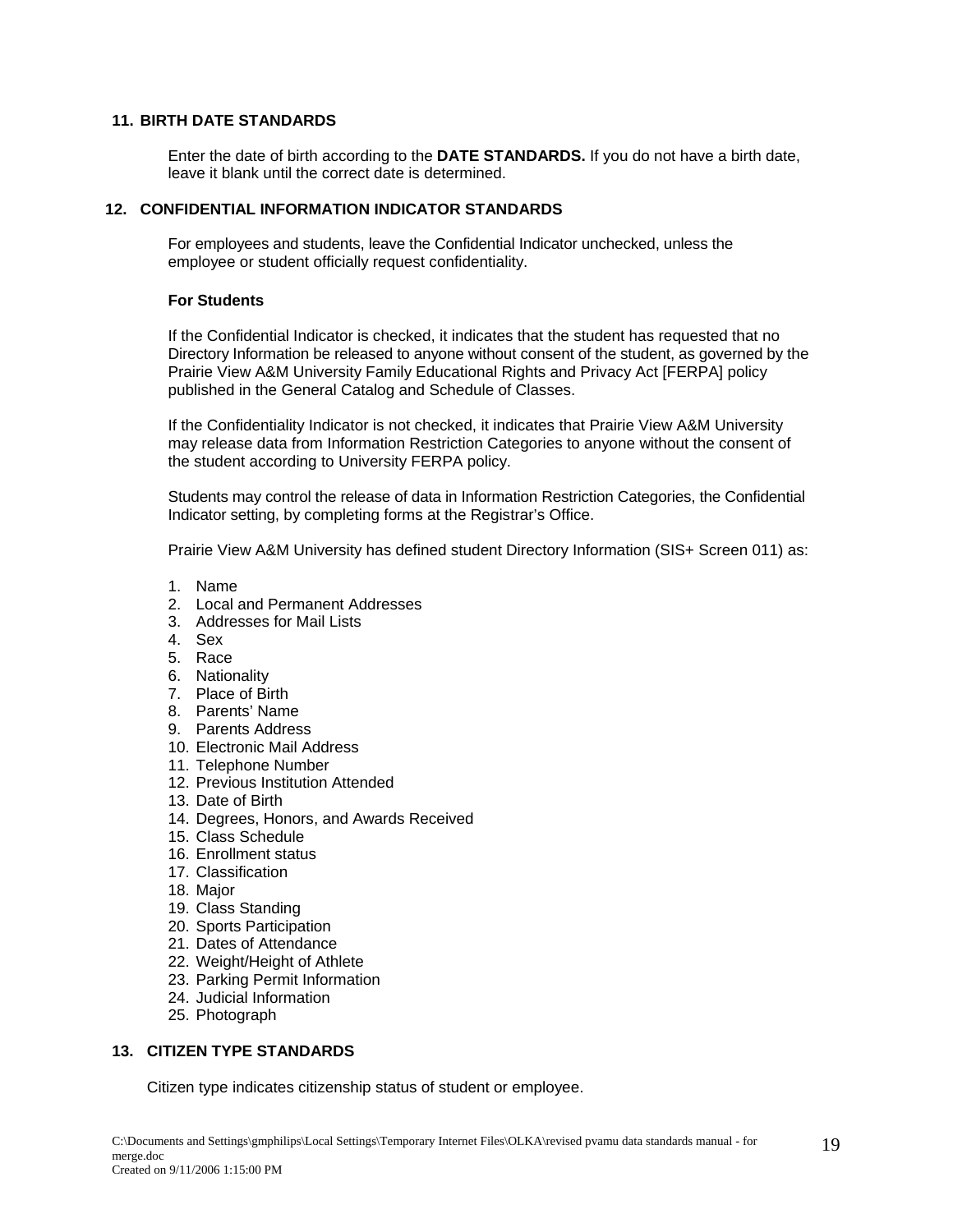## 11. BIRTH DATE STANDARDS

Enter the date of birth according to the **DATE STANDARDS.** If you do not have a birth date, leave it blank until the correct date is determined.

## 12. CONFIDENTIAL INFORMATION INDICATOR STANDARDS

For employees and students, leave the Confidential Indicator unchecked, unless the employee or student officially request confidentiality.

**For Students**

If the Confidential Indicator is checked, it indicates that the student has requested that no Directory Information be released to anyone without consent of the student, as governed by the Prairie View A&M University Family Educational Rights and Privacy Act [FERPA] policy published in the General Catalog and Schedule of Classes.

If the Confidentiality Indicator is not checked, it indicates that Prairie View A&M University may release data from Information Restriction Categories to anyone without the consent of the student according to University FERPA policy.

Students may control the release of data in Information Restriction Categories, the Confidential Indicator setting, by completing forms at the Registrar's Office.

Prairie View A&M University has defined student Directory Information (SIS+ Screen 011) as:

1. Name
2. Local and Permanent Addresses
3. Addresses for Mail Lists
4. Sex
5. Race
6. Nationality
7. Place of Birth
8. Parents' Name
9. Parents Address
10. Electronic Mail Address
11. Telephone Number
12. Previous Institution Attended
13. Date of Birth
14. Degrees, Honors, and Awards Received
15. Class Schedule
16. Enrollment status
17. Classification
18. Major
19. Class Standing
20. Sports Participation
21. Dates of Attendance
22. Weight/Height of Athlete
23. Parking Permit Information
24. Judicial Information
25. Photograph

## 13. CITIZEN TYPE STANDARDS

Citizen type indicates citizenship status of student or employee.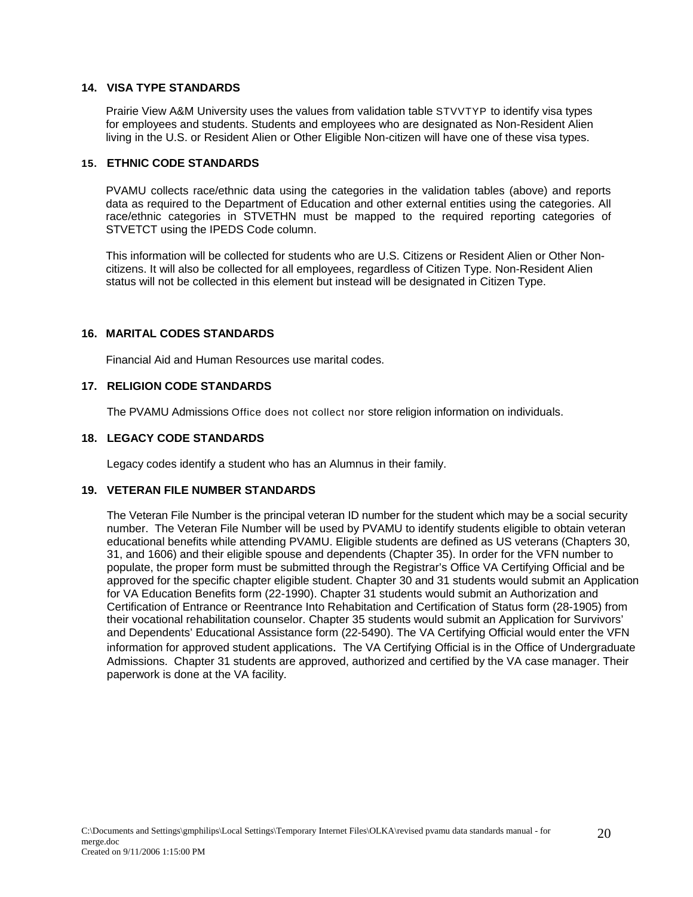### 14. VISA TYPE STANDARDS

Prairie View A&M University uses the values from validation table STVVTYP to identify visa types for employees and students. Students and employees who are designated as Non-Resident Alien living in the U.S. or Resident Alien or Other Eligible Non-citizen will have one of these visa types.

### 15. ETHNIC CODE STANDARDS

PVAMU collects race/ethnic data using the categories in the validation tables (above) and reports data as required to the Department of Education and other external entities using the categories. All race/ethnic categories in STVETHN must be mapped to the required reporting categories of STVETCT using the IPEDS Code column.

This information will be collected for students who are U.S. Citizens or Resident Alien or Other Non-citizens. It will also be collected for all employees, regardless of Citizen Type. Non-Resident Alien status will not be collected in this element but instead will be designated in Citizen Type.

### 16. MARITAL CODES STANDARDS

Financial Aid and Human Resources use marital codes.

### 17. RELIGION CODE STANDARDS

The PVAMU Admissions Office does not collect nor store religion information on individuals.

### 18. LEGACY CODE STANDARDS

Legacy codes identify a student who has an Alumnus in their family.

### 19. VETERAN FILE NUMBER STANDARDS

The Veteran File Number is the principal veteran ID number for the student which may be a social security number. The Veteran File Number will be used by PVAMU to identify students eligible to obtain veteran educational benefits while attending PVAMU. Eligible students are defined as US veterans (Chapters 30, 31, and 1606) and their eligible spouse and dependents (Chapter 35). In order for the VFN number to populate, the proper form must be submitted through the Registrar's Office VA Certifying Official and be approved for the specific chapter eligible student. Chapter 30 and 31 students would submit an Application for VA Education Benefits form (22-1990). Chapter 31 students would submit an Authorization and Certification of Entrance or Reentrance Into Rehabitation and Certification of Status form (28-1905) from their vocational rehabilitation counselor. Chapter 35 students would submit an Application for Survivors' and Dependents' Educational Assistance form (22-5490). The VA Certifying Official would enter the VFN information for approved student applications. The VA Certifying Official is in the Office of Undergraduate Admissions. Chapter 31 students are approved, authorized and certified by the VA case manager. Their paperwork is done at the VA facility.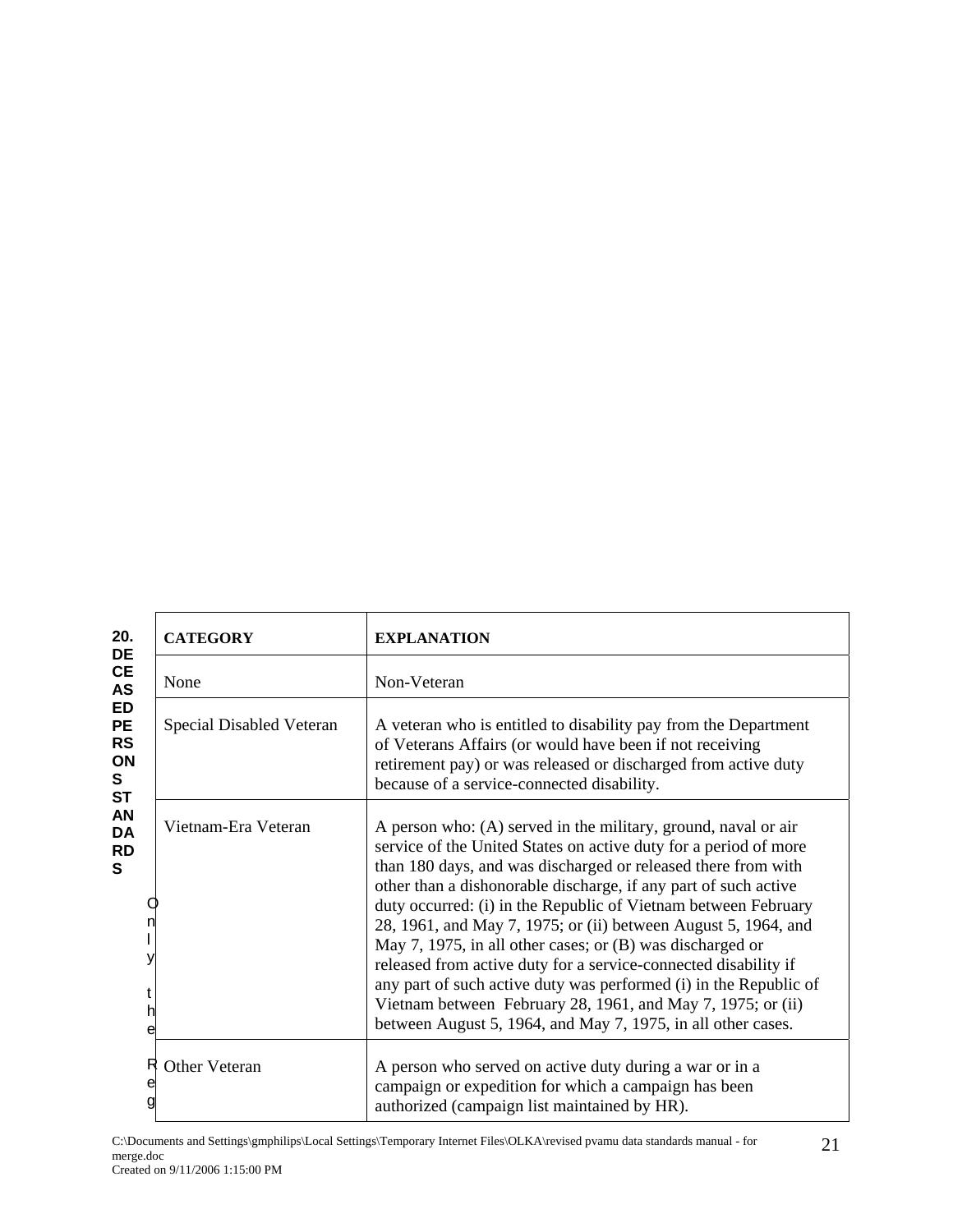**20. DECEASED PERSONS STANDARDS**

Only the Reg

| CATEGORY | EXPLANATION |
| --- | --- |
| None | Non-Veteran |
| Special Disabled Veteran | A veteran who is entitled to disability pay from the Department of Veterans Affairs (or would have been if not receiving retirement pay) or was released or discharged from active duty because of a service-connected disability. |
| Vietnam-Era Veteran | A person who: (A) served in the military, ground, naval or air service of the United States on active duty for a period of more than 180 days, and was discharged or released there from with other than a dishonorable discharge, if any part of such active duty occurred: (i) in the Republic of Vietnam between February 28, 1961, and May 7, 1975; or (ii) between August 5, 1964, and May 7, 1975, in all other cases; or (B) was discharged or released from active duty for a service-connected disability if any part of such active duty was performed (i) in the Republic of Vietnam between February 28, 1961, and May 7, 1975; or (ii) between August 5, 1964, and May 7, 1975, in all other cases. |
| Other Veteran | A person who served on active duty during a war or in a campaign or expedition for which a campaign has been authorized (campaign list maintained by HR). |

C:\Documents and Settings\gmphilips\Local Settings\Temporary Internet Files\OLKA\revised pvamu data standards manual - for merge.doc
Created on 9/11/2006 1:15:00 PM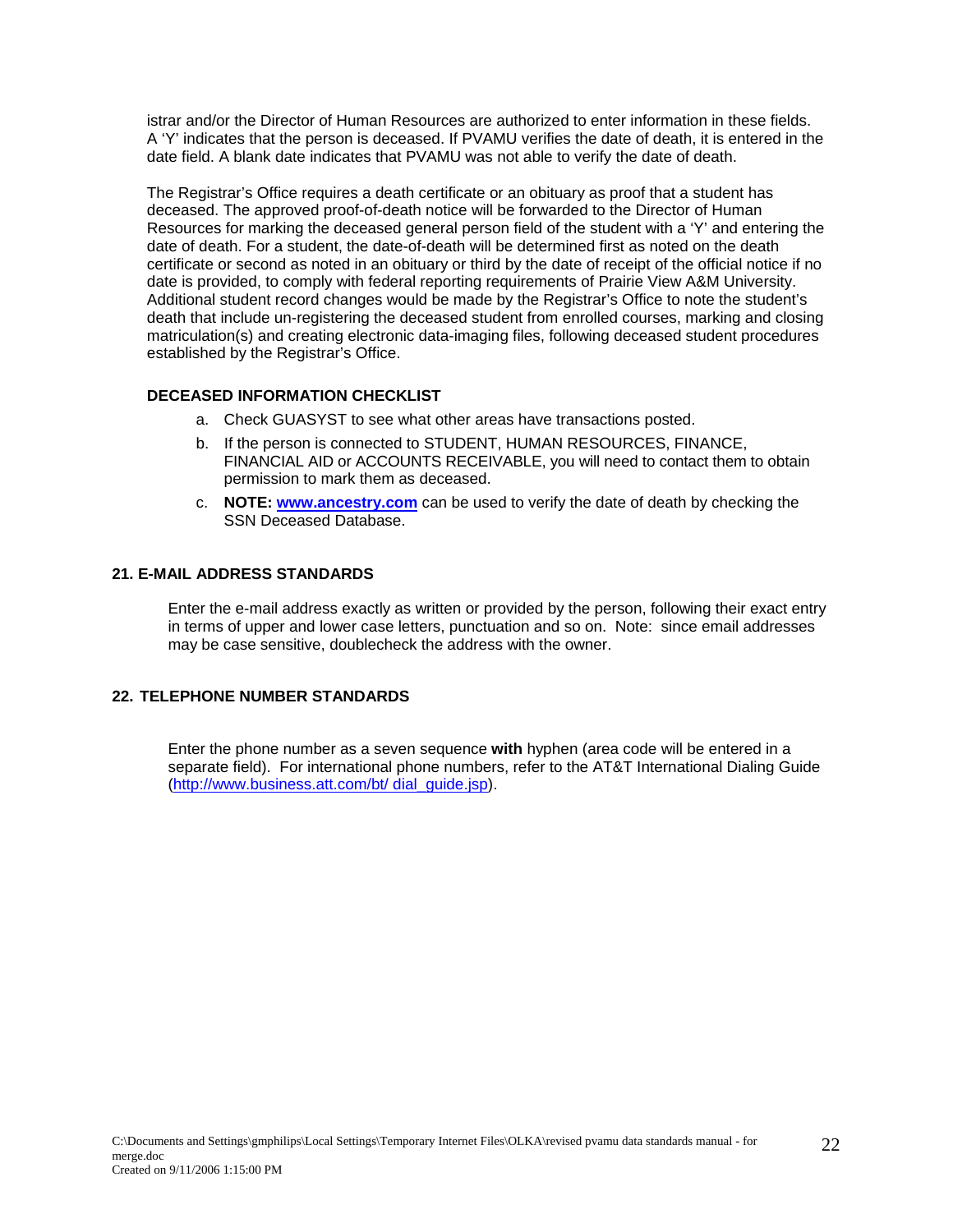istrar and/or the Director of Human Resources are authorized to enter information in these fields. A 'Y' indicates that the person is deceased. If PVAMU verifies the date of death, it is entered in the date field. A blank date indicates that PVAMU was not able to verify the date of death.

The Registrar's Office requires a death certificate or an obituary as proof that a student has deceased. The approved proof-of-death notice will be forwarded to the Director of Human Resources for marking the deceased general person field of the student with a 'Y' and entering the date of death. For a student, the date-of-death will be determined first as noted on the death certificate or second as noted in an obituary or third by the date of receipt of the official notice if no date is provided, to comply with federal reporting requirements of Prairie View A&M University. Additional student record changes would be made by the Registrar's Office to note the student's death that include un-registering the deceased student from enrolled courses, marking and closing matriculation(s) and creating electronic data-imaging files, following deceased student procedures established by the Registrar's Office.

**DECEASED INFORMATION CHECKLIST**

a. Check GUASYST to see what other areas have transactions posted.
b. If the person is connected to STUDENT, HUMAN RESOURCES, FINANCE, FINANCIAL AID or ACCOUNTS RECEIVABLE, you will need to contact them to obtain permission to mark them as deceased.
c. **NOTE: www.ancestry.com** can be used to verify the date of death by checking the SSN Deceased Database.

## 21. E-MAIL ADDRESS STANDARDS

Enter the e-mail address exactly as written or provided by the person, following their exact entry in terms of upper and lower case letters, punctuation and so on. Note: since email addresses may be case sensitive, doublecheck the address with the owner.

## 22. TELEPHONE NUMBER STANDARDS

Enter the phone number as a seven sequence **with** hyphen (area code will be entered in a separate field). For international phone numbers, refer to the AT&T International Dialing Guide (http://www.business.att.com/bt/ dial_guide.jsp).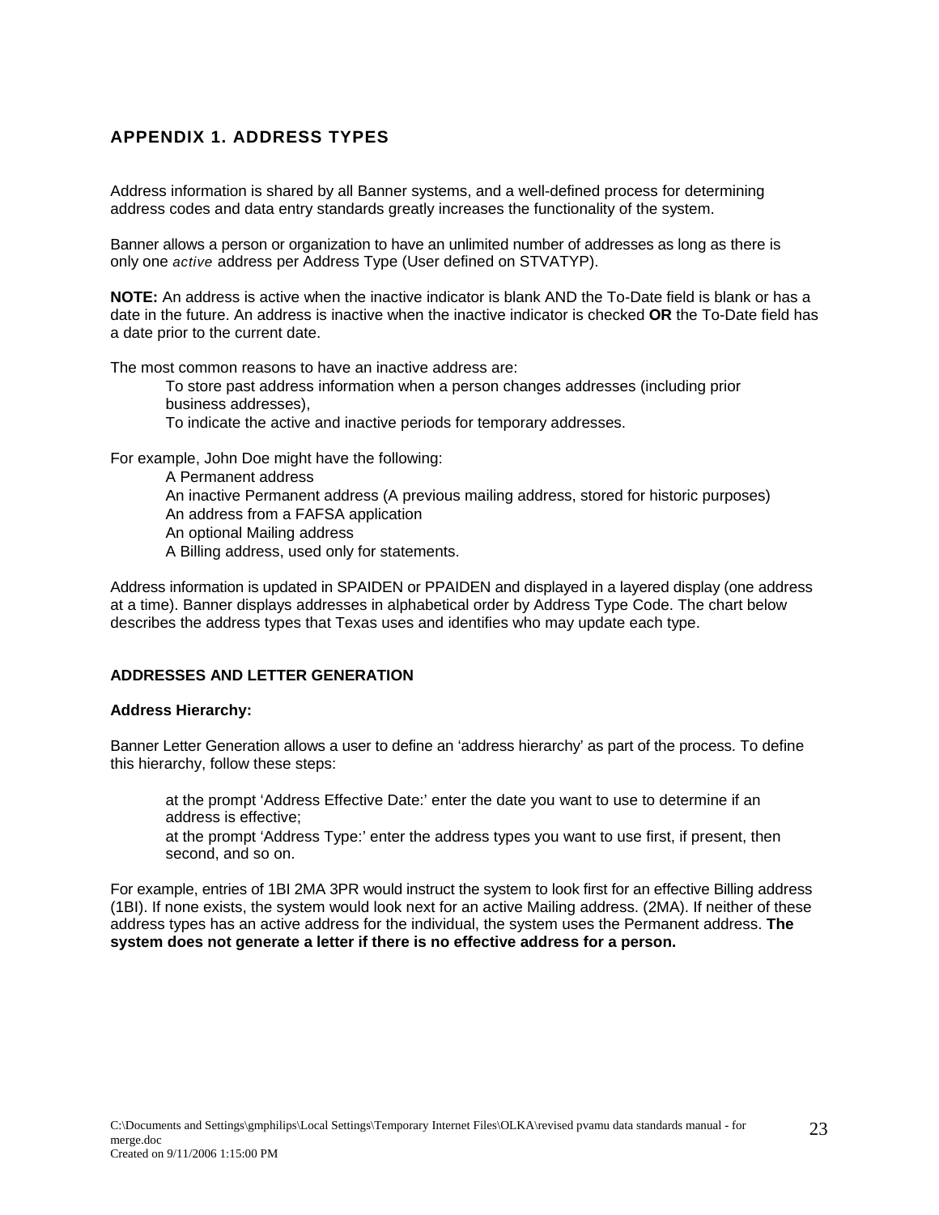## APPENDIX 1. ADDRESS TYPES

Address information is shared by all Banner systems, and a well-defined process for determining address codes and data entry standards greatly increases the functionality of the system.

Banner allows a person or organization to have an unlimited number of addresses as long as there is only one *active* address per Address Type (User defined on STVATYP).

**NOTE:** An address is active when the inactive indicator is blank AND the To-Date field is blank or has a date in the future. An address is inactive when the inactive indicator is checked **OR** the To-Date field has a date prior to the current date.

The most common reasons to have an inactive address are:

- To store past address information when a person changes addresses (including prior business addresses),
- To indicate the active and inactive periods for temporary addresses.

For example, John Doe might have the following:

- A Permanent address
- An inactive Permanent address (A previous mailing address, stored for historic purposes)
- An address from a FAFSA application
- An optional Mailing address
- A Billing address, used only for statements.

Address information is updated in SPAIDEN or PPAIDEN and displayed in a layered display (one address at a time). Banner displays addresses in alphabetical order by Address Type Code. The chart below describes the address types that Texas uses and identifies who may update each type.

### ADDRESSES AND LETTER GENERATION

**Address Hierarchy:**

Banner Letter Generation allows a user to define an 'address hierarchy' as part of the process. To define this hierarchy, follow these steps:

- at the prompt 'Address Effective Date:' enter the date you want to use to determine if an address is effective;
- at the prompt 'Address Type:' enter the address types you want to use first, if present, then second, and so on.

For example, entries of 1BI 2MA 3PR would instruct the system to look first for an effective Billing address (1BI). If none exists, the system would look next for an active Mailing address. (2MA). If neither of these address types has an active address for the individual, the system uses the Permanent address. **The system does not generate a letter if there is no effective address for a person.**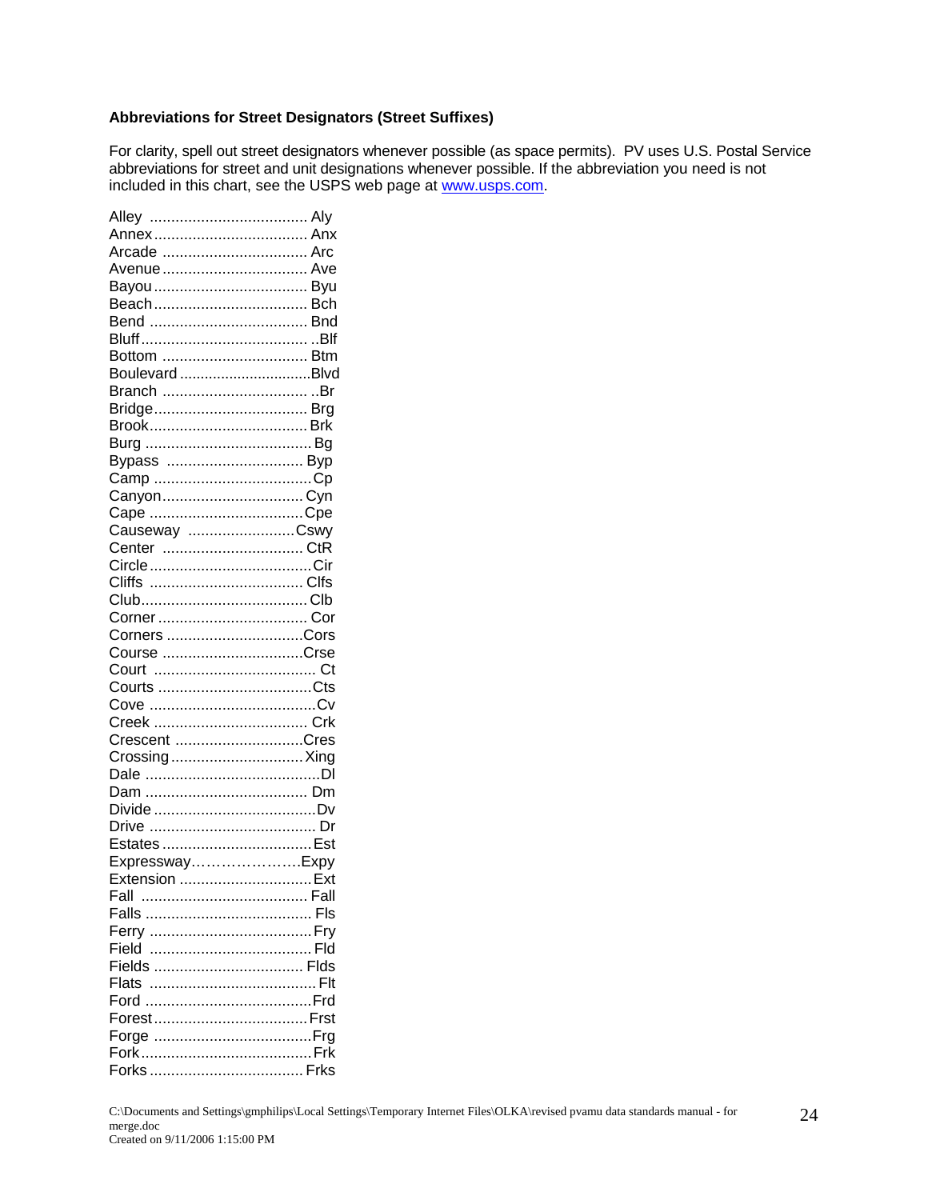**Abbreviations for Street Designators (Street Suffixes)**

For clarity, spell out street designators whenever possible (as space permits). PV uses U.S. Postal Service abbreviations for street and unit designations whenever possible. If the abbreviation you need is not included in this chart, see the USPS web page at [www.usps.com](http://www.usps.com).

| Street Designator | Abbreviation |
|---|---|
| Alley | Aly |
| Annex | Anx |
| Arcade | Arc |
| Avenue | Ave |
| Bayou | Byu |
| Beach | Bch |
| Bend | Bnd |
| Bluff | Blf |
| Bottom | Btm |
| Boulevard | Blvd |
| Branch | Br |
| Bridge | Brg |
| Brook | Brk |
| Burg | Bg |
| Bypass | Byp |
| Camp | Cp |
| Canyon | Cyn |
| Cape | Cpe |
| Causeway | Cswy |
| Center | CtR |
| Circle | Cir |
| Cliffs | Clfs |
| Club | Clb |
| Corner | Cor |
| Corners | Cors |
| Course | Crse |
| Court | Ct |
| Courts | Cts |
| Cove | Cv |
| Creek | Crk |
| Crescent | Cres |
| Crossing | Xing |
| Dale | Dl |
| Dam | Dm |
| Divide | Dv |
| Drive | Dr |
| Estates | Est |
| Expressway | Expy |
| Extension | Ext |
| Fall | Fall |
| Falls | Fls |
| Ferry | Fry |
| Field | Fld |
| Fields | Flds |
| Flats | Flt |
| Ford | Frd |
| Forest | Frst |
| Forge | Frg |
| Fork | Frk |
| Forks | Frks |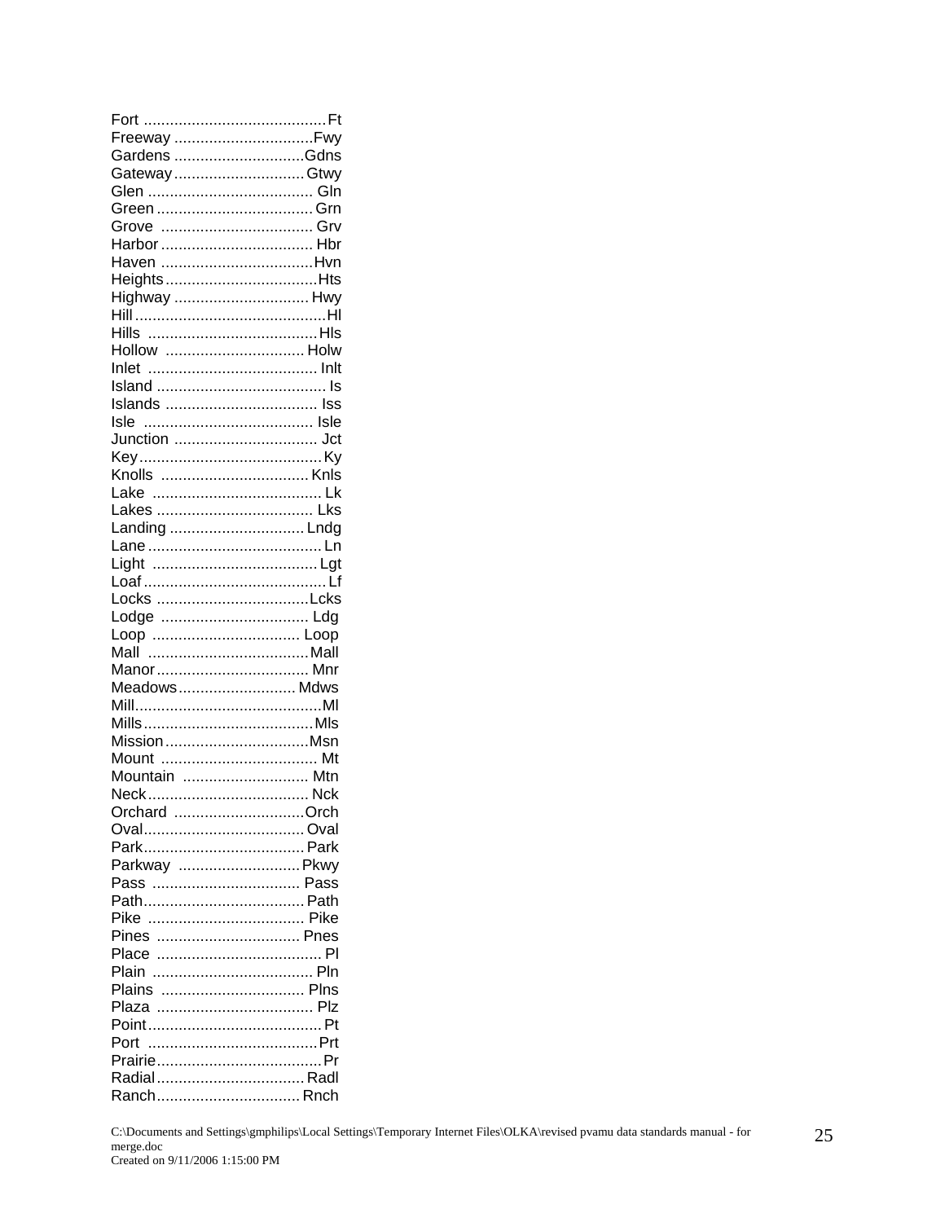Fort ..........................................Ft
Freeway ................................Fwy
Gardens ..............................Gdns
Gateway..............................Gtwy
Glen ...................................... Gln
Green .................................... Grn
Grove ................................... Grv
Harbor ................................... Hbr
Haven ...................................Hvn
Heights...................................Hts
Highway ............................... Hwy
Hill............................................Hl
Hills .......................................Hls
Hollow ................................ Holw
Inlet ....................................... Inlt
Island ....................................... Is
Islands ................................... Iss
Isle ....................................... Isle
Junction ................................. Jct
Key..........................................Ky
Knolls .................................. Knls
Lake ....................................... Lk
Lakes .................................... Lks
Landing ............................... Lndg
Lane ........................................Ln
Light ......................................Lgt
Loaf..........................................Lf
Locks ...................................Lcks
Lodge .................................. Ldg
Loop .................................. Loop
Mall .....................................Mall
Manor................................... Mnr
Meadows........................... Mdws
Mill...........................................Ml
Mills.......................................Mls
Mission.................................Msn
Mount .................................... Mt
Mountain ............................. Mtn
Neck..................................... Nck
Orchard ..............................Orch
Oval..................................... Oval
Park..................................... Park
Parkway ............................Pkwy
Pass .................................. Pass
Path..................................... Path
Pike .................................... Pike
Pines ................................. Pnes
Place ...................................... Pl
Plain ..................................... Pln
Plains ................................. Plns
Plaza .................................... Plz
Point........................................Pt
Port .......................................Prt
Prairie......................................Pr
Radial.................................. Radl
Ranch................................. Rnch

C:\Documents and Settings\gmphilips\Local Settings\Temporary Internet Files\OLKA\revised pvamu data standards manual - for merge.doc
Created on 9/11/2006 1:15:00 PM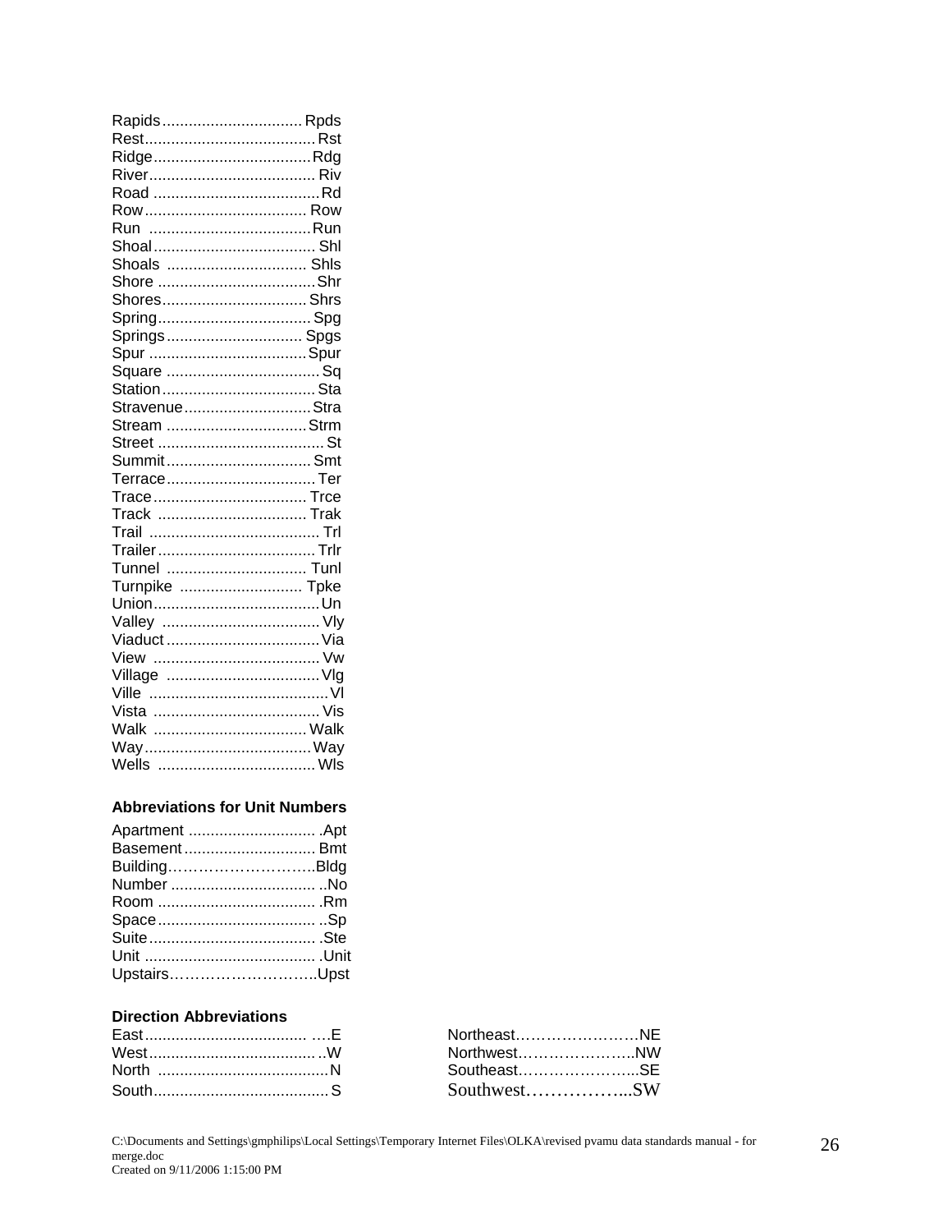Rapids ............................... Rpds
Rest....................................... Rst
Ridge..................................... Rdg
River...................................... Riv
Road ...................................... Rd
Row...................................... Row
Run ..................................... Run
Shoal..................................... Shl
Shoals ................................ Shls
Shore .................................... Shr
Shores.................................. Shrs
Spring.................................... Spg
Springs ............................... Spgs
Spur .................................... Spur
Square ................................... Sq
Station................................... Sta
Stravenue............................. Stra
Stream ................................ Strm
Street ...................................... St
Summit................................. Smt
Terrace.................................. Ter
Trace ................................... Trce
Track .................................. Trak
Trail ....................................... Trl
Trailer.................................... Trlr
Tunnel ................................ Tunl
Turnpike ............................ Tpke
Union...................................... Un
Valley .................................... Vly
Viaduct ................................... Via
View ...................................... Vw
Village ................................... Vlg
Ville ......................................... Vl
Vista ...................................... Vis
Walk ................................... Walk
Way...................................... Way
Wells .................................... Wls

**Abbreviations for Unit Numbers**

Apartment ............................. .Apt
Basement ............................. Bmt
Building………………………..Bldg
Number ................................ ..No
Room .................................... .Rm
Space.................................... ..Sp
Suite..................................... .Ste
Unit ...................................... .Unit
Upstairs………………………..Upst

**Direction Abbreviations**

East...................................... ….E
West...................................... ..W
North ......................................N
South.......................................S

Northeast……………………NE
Northwest…………………..NW
Southeast…………………..SE
Southwest……………...SW

C:\Documents and Settings\gmphilips\Local Settings\Temporary Internet Files\OLKA\revised pvamu data standards manual - for merge.doc
Created on 9/11/2006 1:15:00 PM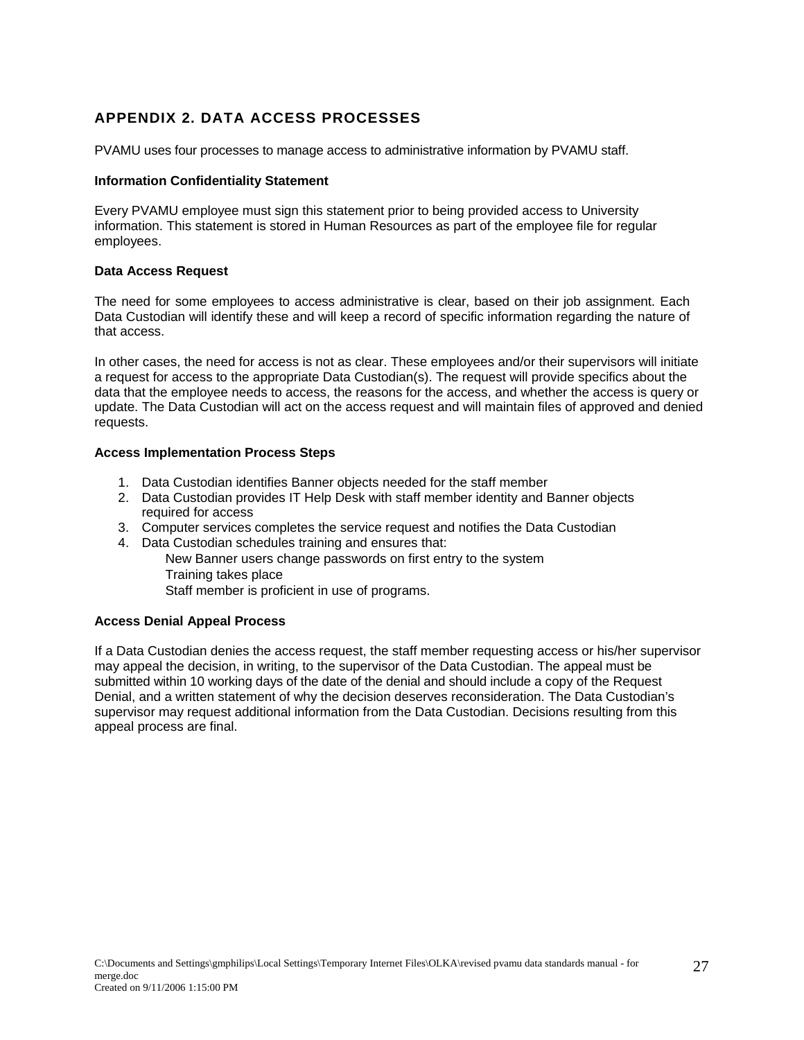## APPENDIX 2. DATA ACCESS PROCESSES

PVAMU uses four processes to manage access to administrative information by PVAMU staff.

**Information Confidentiality Statement**

Every PVAMU employee must sign this statement prior to being provided access to University information. This statement is stored in Human Resources as part of the employee file for regular employees.

**Data Access Request**

The need for some employees to access administrative is clear, based on their job assignment. Each Data Custodian will identify these and will keep a record of specific information regarding the nature of that access.

In other cases, the need for access is not as clear. These employees and/or their supervisors will initiate a request for access to the appropriate Data Custodian(s). The request will provide specifics about the data that the employee needs to access, the reasons for the access, and whether the access is query or update. The Data Custodian will act on the access request and will maintain files of approved and denied requests.

**Access Implementation Process Steps**

1. Data Custodian identifies Banner objects needed for the staff member
2. Data Custodian provides IT Help Desk with staff member identity and Banner objects required for access
3. Computer services completes the service request and notifies the Data Custodian
4. Data Custodian schedules training and ensures that:
   - New Banner users change passwords on first entry to the system
   - Training takes place
   - Staff member is proficient in use of programs.

**Access Denial Appeal Process**

If a Data Custodian denies the access request, the staff member requesting access or his/her supervisor may appeal the decision, in writing, to the supervisor of the Data Custodian. The appeal must be submitted within 10 working days of the date of the denial and should include a copy of the Request Denial, and a written statement of why the decision deserves reconsideration. The Data Custodian's supervisor may request additional information from the Data Custodian. Decisions resulting from this appeal process are final.